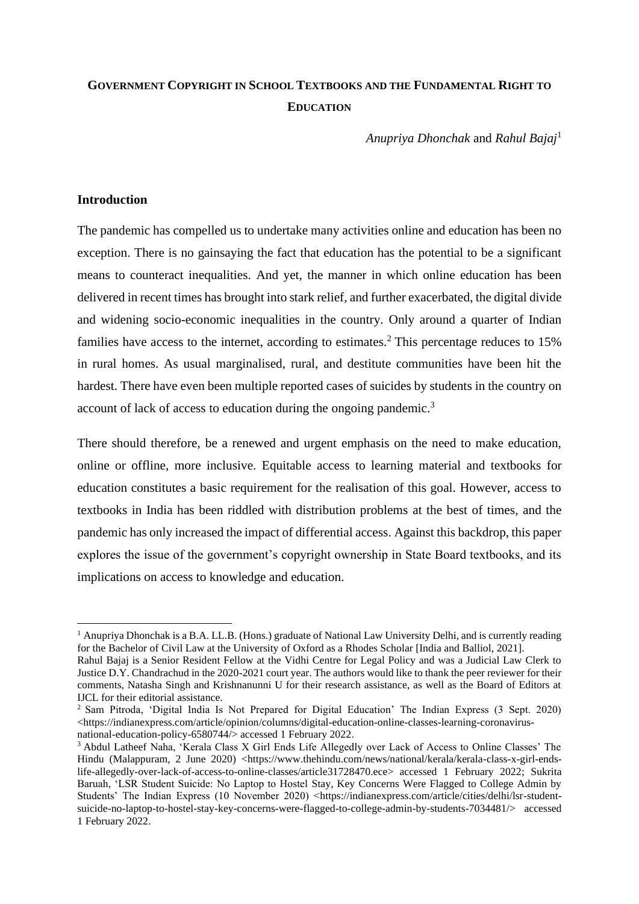# GOVERNMENT COPYRIGHT IN SCHOOL TEXTBOOKS AND THE FUNDAMENTAL RIGHT TO EDUCATION

*Anupriya Dhonchak* and *Rahul Bajaj*[1]

## Introduction

The pandemic has compelled us to undertake many activities online and education has been no exception. There is no gainsaying the fact that education has the potential to be a significant means to counteract inequalities. And yet, the manner in which online education has been delivered in recent times has brought into stark relief, and further exacerbated, the digital divide and widening socio-economic inequalities in the country. Only around a quarter of Indian families have access to the internet, according to estimates.[2] This percentage reduces to 15% in rural homes. As usual marginalised, rural, and destitute communities have been hit the hardest. There have even been multiple reported cases of suicides by students in the country on account of lack of access to education during the ongoing pandemic.[3]

There should therefore, be a renewed and urgent emphasis on the need to make education, online or offline, more inclusive. Equitable access to learning material and textbooks for education constitutes a basic requirement for the realisation of this goal. However, access to textbooks in India has been riddled with distribution problems at the best of times, and the pandemic has only increased the impact of differential access. Against this backdrop, this paper explores the issue of the government's copyright ownership in State Board textbooks, and its implications on access to knowledge and education.

---

[1] Anupriya Dhonchak is a B.A. LL.B. (Hons.) graduate of National Law University Delhi, and is currently reading for the Bachelor of Civil Law at the University of Oxford as a Rhodes Scholar [India and Balliol, 2021].
Rahul Bajaj is a Senior Resident Fellow at the Vidhi Centre for Legal Policy and was a Judicial Law Clerk to Justice D.Y. Chandrachud in the 2020-2021 court year. The authors would like to thank the peer reviewer for their comments, Natasha Singh and Krishnanunni U for their research assistance, as well as the Board of Editors at IJCL for their editorial assistance.

[2] Sam Pitroda, 'Digital India Is Not Prepared for Digital Education' The Indian Express (3 Sept. 2020) <https://indianexpress.com/article/opinion/columns/digital-education-online-classes-learning-coronavirus-national-education-policy-6580744/> accessed 1 February 2022.

[3] Abdul Latheef Naha, 'Kerala Class X Girl Ends Life Allegedly over Lack of Access to Online Classes' The Hindu (Malappuram, 2 June 2020) <https://www.thehindu.com/news/national/kerala/kerala-class-x-girl-ends-life-allegedly-over-lack-of-access-to-online-classes/article31728470.ece> accessed 1 February 2022; Sukrita Baruah, 'LSR Student Suicide: No Laptop to Hostel Stay, Key Concerns Were Flagged to College Admin by Students' The Indian Express (10 November 2020) <https://indianexpress.com/article/cities/delhi/lsr-student-suicide-no-laptop-to-hostel-stay-key-concerns-were-flagged-to-college-admin-by-students-7034481/> accessed 1 February 2022.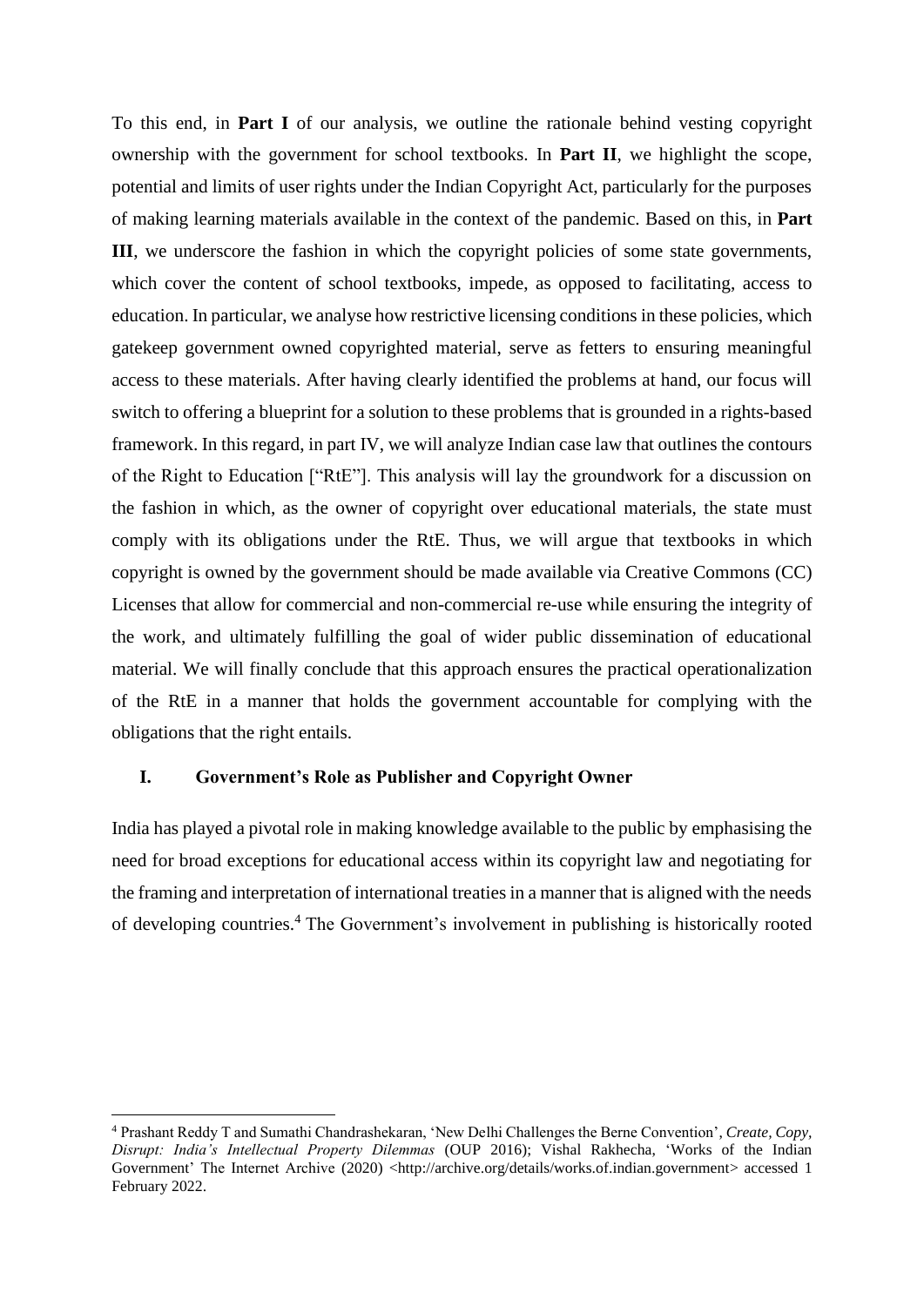To this end, in **Part I** of our analysis, we outline the rationale behind vesting copyright ownership with the government for school textbooks. In **Part II**, we highlight the scope, potential and limits of user rights under the Indian Copyright Act, particularly for the purposes of making learning materials available in the context of the pandemic. Based on this, in **Part III**, we underscore the fashion in which the copyright policies of some state governments, which cover the content of school textbooks, impede, as opposed to facilitating, access to education. In particular, we analyse how restrictive licensing conditions in these policies, which gatekeep government owned copyrighted material, serve as fetters to ensuring meaningful access to these materials. After having clearly identified the problems at hand, our focus will switch to offering a blueprint for a solution to these problems that is grounded in a rights-based framework. In this regard, in part IV, we will analyze Indian case law that outlines the contours of the Right to Education ["RtE"]. This analysis will lay the groundwork for a discussion on the fashion in which, as the owner of copyright over educational materials, the state must comply with its obligations under the RtE. Thus, we will argue that textbooks in which copyright is owned by the government should be made available via Creative Commons (CC) Licenses that allow for commercial and non-commercial re-use while ensuring the integrity of the work, and ultimately fulfilling the goal of wider public dissemination of educational material. We will finally conclude that this approach ensures the practical operationalization of the RtE in a manner that holds the government accountable for complying with the obligations that the right entails.

## I. Government's Role as Publisher and Copyright Owner

India has played a pivotal role in making knowledge available to the public by emphasising the need for broad exceptions for educational access within its copyright law and negotiating for the framing and interpretation of international treaties in a manner that is aligned with the needs of developing countries.[4] The Government's involvement in publishing is historically rooted

---

[4] Prashant Reddy T and Sumathi Chandrashekaran, 'New Delhi Challenges the Berne Convention', *Create, Copy, Disrupt: India's Intellectual Property Dilemmas* (OUP 2016); Vishal Rakhecha, 'Works of the Indian Government' The Internet Archive (2020) <http://archive.org/details/works.of.indian.government> accessed 1 February 2022.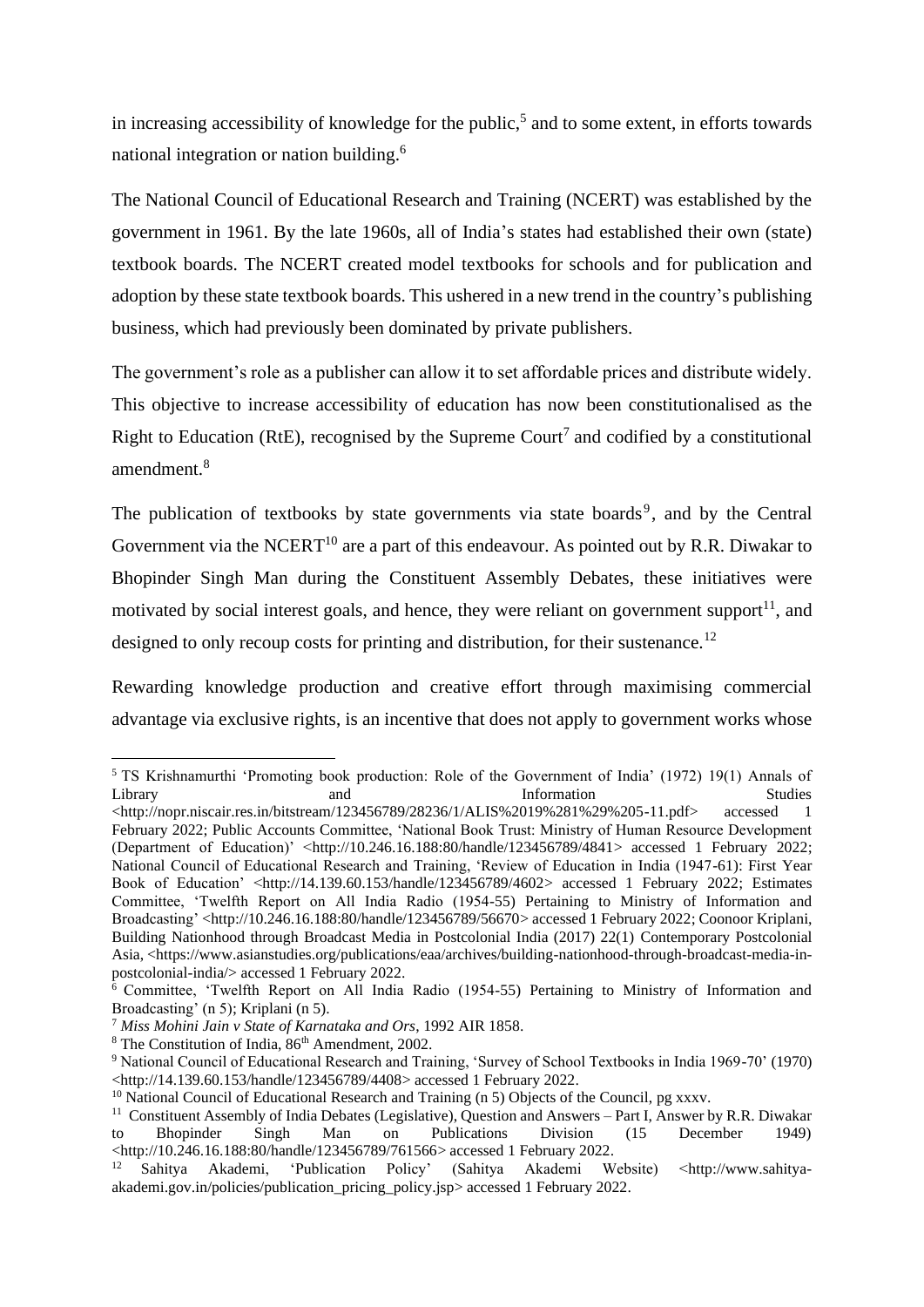in increasing accessibility of knowledge for the public,[5] and to some extent, in efforts towards national integration or nation building.[6]

The National Council of Educational Research and Training (NCERT) was established by the government in 1961. By the late 1960s, all of India's states had established their own (state) textbook boards. The NCERT created model textbooks for schools and for publication and adoption by these state textbook boards. This ushered in a new trend in the country's publishing business, which had previously been dominated by private publishers.

The government's role as a publisher can allow it to set affordable prices and distribute widely. This objective to increase accessibility of education has now been constitutionalised as the Right to Education (RtE), recognised by the Supreme Court[7] and codified by a constitutional amendment.[8]

The publication of textbooks by state governments via state boards[9], and by the Central Government via the NCERT[10] are a part of this endeavour. As pointed out by R.R. Diwakar to Bhopinder Singh Man during the Constituent Assembly Debates, these initiatives were motivated by social interest goals, and hence, they were reliant on government support[11], and designed to only recoup costs for printing and distribution, for their sustenance.[12]

Rewarding knowledge production and creative effort through maximising commercial advantage via exclusive rights, is an incentive that does not apply to government works whose

---

[5] TS Krishnamurthi 'Promoting book production: Role of the Government of India' (1972) 19(1) Annals of Library and Information Studies <http://nopr.niscair.res.in/bitstream/123456789/28236/1/ALIS%2019%281%29%205-11.pdf> accessed 1 February 2022; Public Accounts Committee, 'National Book Trust: Ministry of Human Resource Development (Department of Education)' <http://10.246.16.188:80/handle/123456789/4841> accessed 1 February 2022; National Council of Educational Research and Training, 'Review of Education in India (1947-61): First Year Book of Education' <http://14.139.60.153/handle/123456789/4602> accessed 1 February 2022; Estimates Committee, 'Twelfth Report on All India Radio (1954-55) Pertaining to Ministry of Information and Broadcasting' <http://10.246.16.188:80/handle/123456789/56670> accessed 1 February 2022; Coonoor Kriplani, Building Nationhood through Broadcast Media in Postcolonial India (2017) 22(1) Contemporary Postcolonial Asia, <https://www.asianstudies.org/publications/eaa/archives/building-nationhood-through-broadcast-media-in-postcolonial-india/> accessed 1 February 2022.

[6] Committee, 'Twelfth Report on All India Radio (1954-55) Pertaining to Ministry of Information and Broadcasting' (n 5); Kriplani (n 5).

[7] *Miss Mohini Jain v State of Karnataka and Ors*, 1992 AIR 1858.

[8] The Constitution of India, 86th Amendment, 2002.

[9] National Council of Educational Research and Training, 'Survey of School Textbooks in India 1969-70' (1970) <http://14.139.60.153/handle/123456789/4408> accessed 1 February 2022.

[10] National Council of Educational Research and Training (n 5) Objects of the Council, pg xxxv.

[11] Constituent Assembly of India Debates (Legislative), Question and Answers – Part I, Answer by R.R. Diwakar to Bhopinder Singh Man on Publications Division (15 December 1949) <http://10.246.16.188:80/handle/123456789/761566> accessed 1 February 2022.

[12] Sahitya Akademi, 'Publication Policy' (Sahitya Akademi Website) <http://www.sahitya-akademi.gov.in/policies/publication_pricing_policy.jsp> accessed 1 February 2022.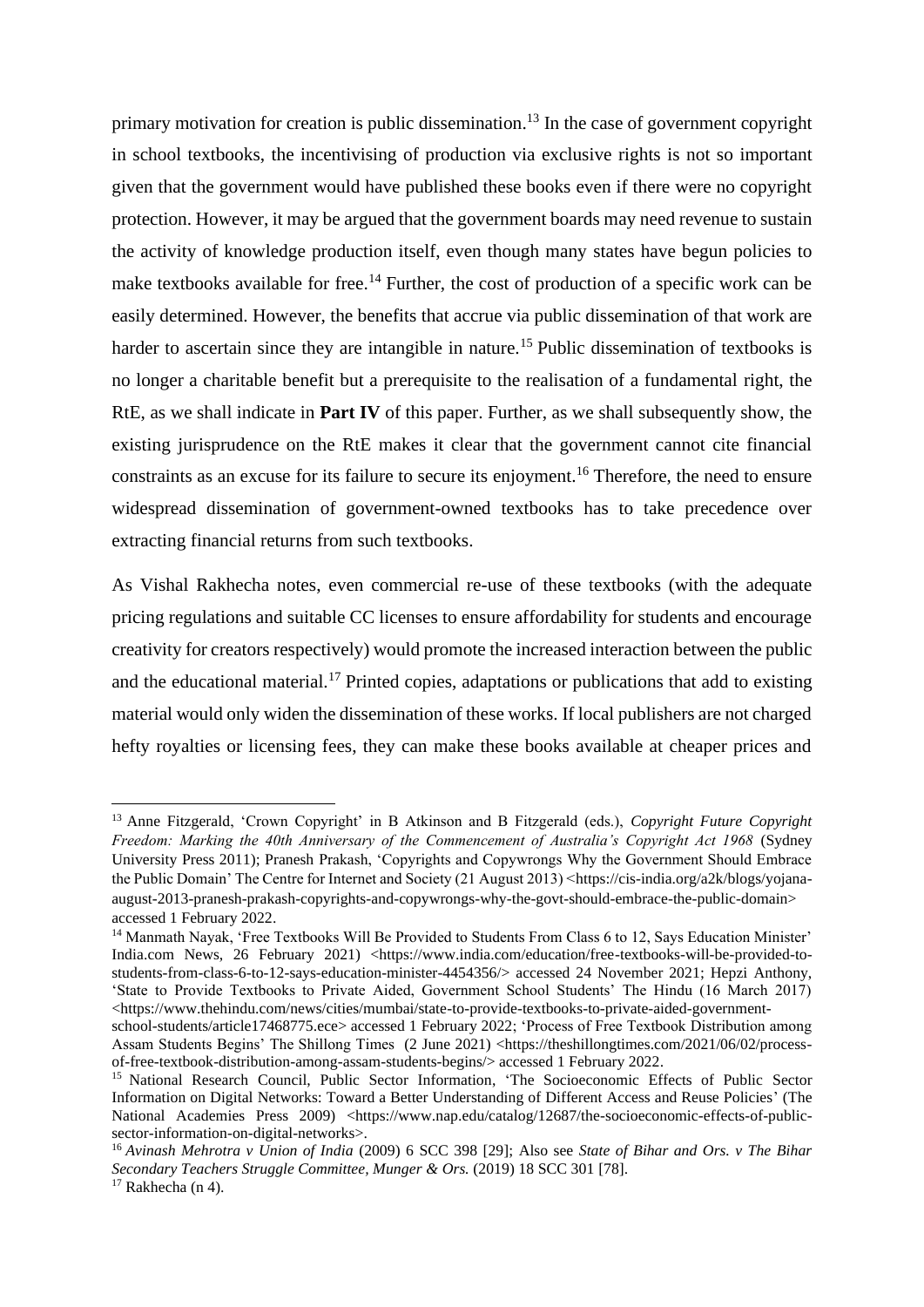primary motivation for creation is public dissemination.[13] In the case of government copyright in school textbooks, the incentivising of production via exclusive rights is not so important given that the government would have published these books even if there were no copyright protection. However, it may be argued that the government boards may need revenue to sustain the activity of knowledge production itself, even though many states have begun policies to make textbooks available for free.[14] Further, the cost of production of a specific work can be easily determined. However, the benefits that accrue via public dissemination of that work are harder to ascertain since they are intangible in nature.[15] Public dissemination of textbooks is no longer a charitable benefit but a prerequisite to the realisation of a fundamental right, the RtE, as we shall indicate in **Part IV** of this paper. Further, as we shall subsequently show, the existing jurisprudence on the RtE makes it clear that the government cannot cite financial constraints as an excuse for its failure to secure its enjoyment.[16] Therefore, the need to ensure widespread dissemination of government-owned textbooks has to take precedence over extracting financial returns from such textbooks.

As Vishal Rakhecha notes, even commercial re-use of these textbooks (with the adequate pricing regulations and suitable CC licenses to ensure affordability for students and encourage creativity for creators respectively) would promote the increased interaction between the public and the educational material.[17] Printed copies, adaptations or publications that add to existing material would only widen the dissemination of these works. If local publishers are not charged hefty royalties or licensing fees, they can make these books available at cheaper prices and

---

[13] Anne Fitzgerald, 'Crown Copyright' in B Atkinson and B Fitzgerald (eds.), *Copyright Future Copyright Freedom: Marking the 40th Anniversary of the Commencement of Australia's Copyright Act 1968* (Sydney University Press 2011); Pranesh Prakash, 'Copyrights and Copywrongs Why the Government Should Embrace the Public Domain' The Centre for Internet and Society (21 August 2013) <https://cis-india.org/a2k/blogs/yojana-august-2013-pranesh-prakash-copyrights-and-copywrongs-why-the-govt-should-embrace-the-public-domain> accessed 1 February 2022.

[14] Manmath Nayak, 'Free Textbooks Will Be Provided to Students From Class 6 to 12, Says Education Minister' India.com News, 26 February 2021) <https://www.india.com/education/free-textbooks-will-be-provided-to-students-from-class-6-to-12-says-education-minister-4454356/> accessed 24 November 2021; Hepzi Anthony, 'State to Provide Textbooks to Private Aided, Government School Students' The Hindu (16 March 2017) <https://www.thehindu.com/news/cities/mumbai/state-to-provide-textbooks-to-private-aided-government-school-students/article17468775.ece> accessed 1 February 2022; 'Process of Free Textbook Distribution among Assam Students Begins' The Shillong Times (2 June 2021) <https://theshillongtimes.com/2021/06/02/process-of-free-textbook-distribution-among-assam-students-begins/> accessed 1 February 2022.

[15] National Research Council, Public Sector Information, 'The Socioeconomic Effects of Public Sector Information on Digital Networks: Toward a Better Understanding of Different Access and Reuse Policies' (The National Academies Press 2009) <https://www.nap.edu/catalog/12687/the-socioeconomic-effects-of-public-sector-information-on-digital-networks>.

[16] *Avinash Mehrotra v Union of India* (2009) 6 SCC 398 [29]; Also see *State of Bihar and Ors. v The Bihar Secondary Teachers Struggle Committee, Munger & Ors.* (2019) 18 SCC 301 [78].

[17] Rakhecha (n 4).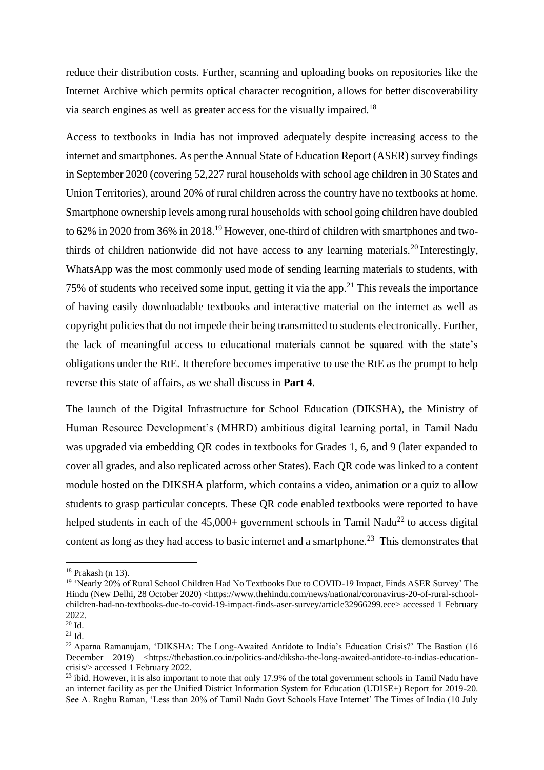reduce their distribution costs. Further, scanning and uploading books on repositories like the Internet Archive which permits optical character recognition, allows for better discoverability via search engines as well as greater access for the visually impaired.[18]

Access to textbooks in India has not improved adequately despite increasing access to the internet and smartphones. As per the Annual State of Education Report (ASER) survey findings in September 2020 (covering 52,227 rural households with school age children in 30 States and Union Territories), around 20% of rural children across the country have no textbooks at home. Smartphone ownership levels among rural households with school going children have doubled to 62% in 2020 from 36% in 2018.[19] However, one-third of children with smartphones and two-thirds of children nationwide did not have access to any learning materials.[20] Interestingly, WhatsApp was the most commonly used mode of sending learning materials to students, with 75% of students who received some input, getting it via the app.[21] This reveals the importance of having easily downloadable textbooks and interactive material on the internet as well as copyright policies that do not impede their being transmitted to students electronically. Further, the lack of meaningful access to educational materials cannot be squared with the state's obligations under the RtE. It therefore becomes imperative to use the RtE as the prompt to help reverse this state of affairs, as we shall discuss in **Part 4**.

The launch of the Digital Infrastructure for School Education (DIKSHA), the Ministry of Human Resource Development's (MHRD) ambitious digital learning portal, in Tamil Nadu was upgraded via embedding QR codes in textbooks for Grades 1, 6, and 9 (later expanded to cover all grades, and also replicated across other States). Each QR code was linked to a content module hosted on the DIKSHA platform, which contains a video, animation or a quiz to allow students to grasp particular concepts. These QR code enabled textbooks were reported to have helped students in each of the 45,000+ government schools in Tamil Nadu[22] to access digital content as long as they had access to basic internet and a smartphone.[23] This demonstrates that

---

[18] Prakash (n 13).

[19] 'Nearly 20% of Rural School Children Had No Textbooks Due to COVID-19 Impact, Finds ASER Survey' The Hindu (New Delhi, 28 October 2020) <https://www.thehindu.com/news/national/coronavirus-20-of-rural-school-children-had-no-textbooks-due-to-covid-19-impact-finds-aser-survey/article32966299.ece> accessed 1 February 2022.

[20] Id.

[21] Id.

[22] Aparna Ramanujam, 'DIKSHA: The Long-Awaited Antidote to India's Education Crisis?' The Bastion (16 December 2019) <https://thebastion.co.in/politics-and/diksha-the-long-awaited-antidote-to-indias-education-crisis/> accessed 1 February 2022.

[23] ibid. However, it is also important to note that only 17.9% of the total government schools in Tamil Nadu have an internet facility as per the Unified District Information System for Education (UDISE+) Report for 2019-20. See A. Raghu Raman, 'Less than 20% of Tamil Nadu Govt Schools Have Internet' The Times of India (10 July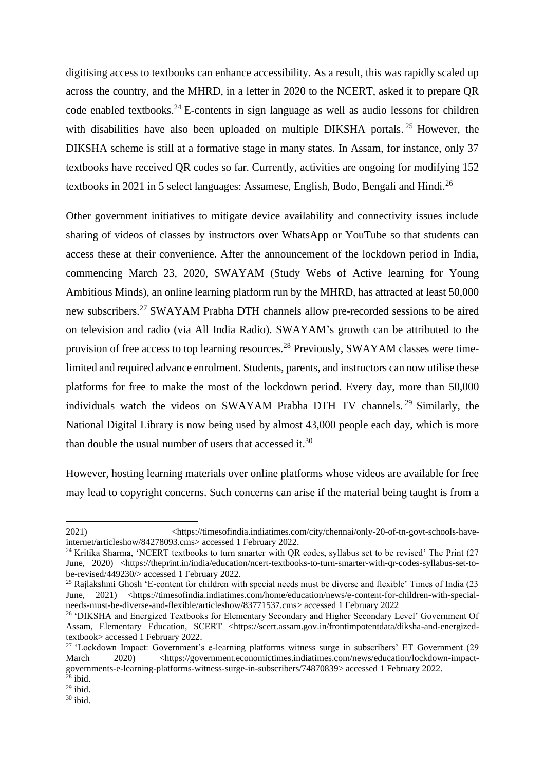digitising access to textbooks can enhance accessibility. As a result, this was rapidly scaled up across the country, and the MHRD, in a letter in 2020 to the NCERT, asked it to prepare QR code enabled textbooks.[24] E-contents in sign language as well as audio lessons for children with disabilities have also been uploaded on multiple DIKSHA portals.[25] However, the DIKSHA scheme is still at a formative stage in many states. In Assam, for instance, only 37 textbooks have received QR codes so far. Currently, activities are ongoing for modifying 152 textbooks in 2021 in 5 select languages: Assamese, English, Bodo, Bengali and Hindi.[26]

Other government initiatives to mitigate device availability and connectivity issues include sharing of videos of classes by instructors over WhatsApp or YouTube so that students can access these at their convenience. After the announcement of the lockdown period in India, commencing March 23, 2020, SWAYAM (Study Webs of Active learning for Young Ambitious Minds), an online learning platform run by the MHRD, has attracted at least 50,000 new subscribers.[27] SWAYAM Prabha DTH channels allow pre-recorded sessions to be aired on television and radio (via All India Radio). SWAYAM's growth can be attributed to the provision of free access to top learning resources.[28] Previously, SWAYAM classes were time-limited and required advance enrolment. Students, parents, and instructors can now utilise these platforms for free to make the most of the lockdown period. Every day, more than 50,000 individuals watch the videos on SWAYAM Prabha DTH TV channels.[29] Similarly, the National Digital Library is now being used by almost 43,000 people each day, which is more than double the usual number of users that accessed it.[30]

However, hosting learning materials over online platforms whose videos are available for free may lead to copyright concerns. Such concerns can arise if the material being taught is from a

---

2021) <https://timesofindia.indiatimes.com/city/chennai/only-20-of-tn-govt-schools-have-internet/articleshow/84278093.cms> accessed 1 February 2022.

[24] Kritika Sharma, 'NCERT textbooks to turn smarter with QR codes, syllabus set to be revised' The Print (27 June, 2020) <https://theprint.in/india/education/ncert-textbooks-to-turn-smarter-with-qr-codes-syllabus-set-to-be-revised/449230/> accessed 1 February 2022.

[25] Rajlakshmi Ghosh 'E-content for children with special needs must be diverse and flexible' Times of India (23 June, 2021) <https://timesofindia.indiatimes.com/home/education/news/e-content-for-children-with-special-needs-must-be-diverse-and-flexible/articleshow/83771537.cms> accessed 1 February 2022

[26] 'DIKSHA and Energized Textbooks for Elementary Secondary and Higher Secondary Level' Government Of Assam, Elementary Education, SCERT <https://scert.assam.gov.in/frontimpotentdata/diksha-and-energized-textbook> accessed 1 February 2022.

[27] 'Lockdown Impact: Government's e-learning platforms witness surge in subscribers' ET Government (29 March 2020) <https://government.economictimes.indiatimes.com/news/education/lockdown-impact-governments-e-learning-platforms-witness-surge-in-subscribers/74870839> accessed 1 February 2022.

[28] ibid.

[29] ibid.

[30] ibid.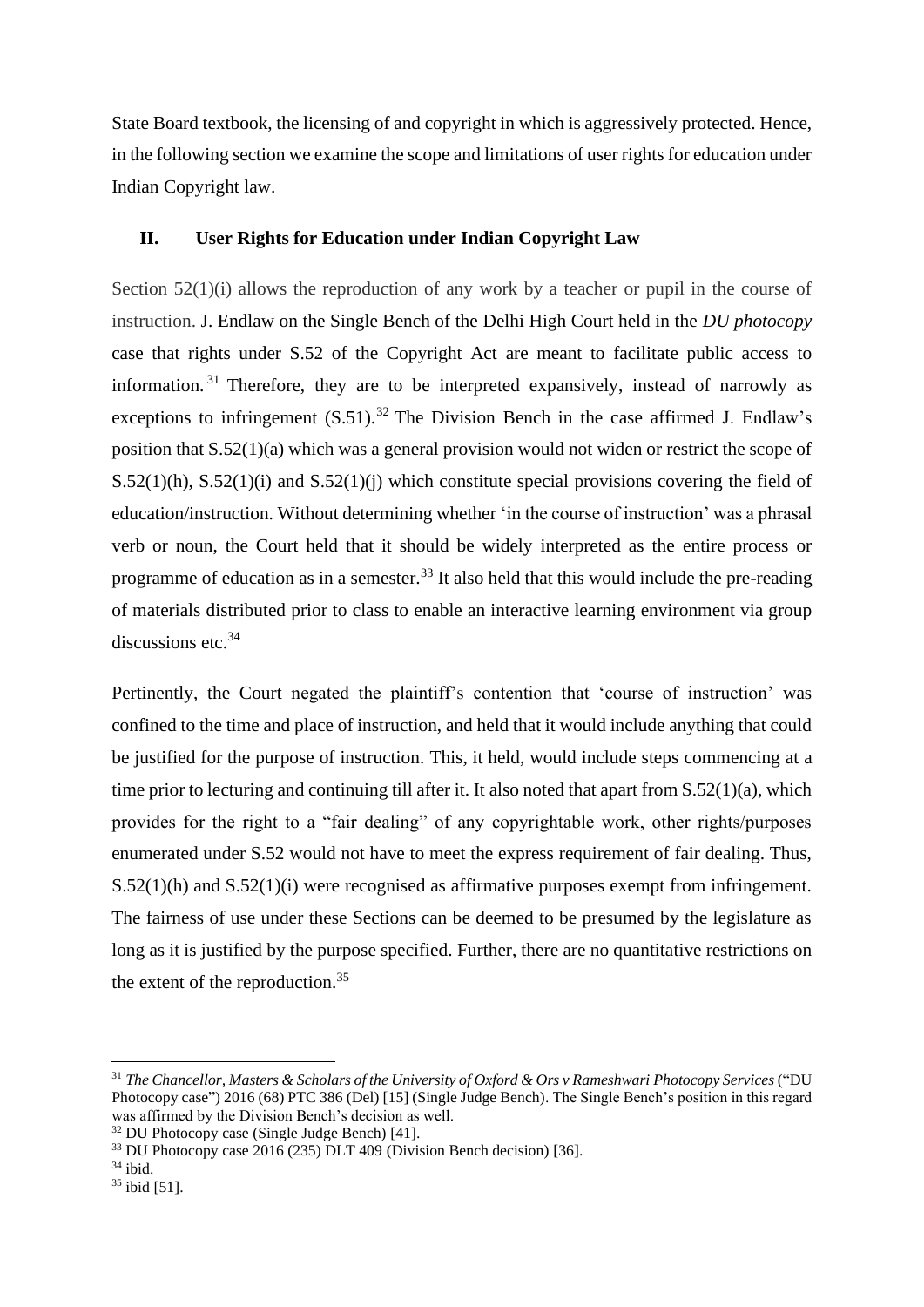State Board textbook, the licensing of and copyright in which is aggressively protected. Hence, in the following section we examine the scope and limitations of user rights for education under Indian Copyright law.

## II. User Rights for Education under Indian Copyright Law

Section 52(1)(i) allows the reproduction of any work by a teacher or pupil in the course of instruction. J. Endlaw on the Single Bench of the Delhi High Court held in the *DU photocopy* case that rights under S.52 of the Copyright Act are meant to facilitate public access to information.[31] Therefore, they are to be interpreted expansively, instead of narrowly as exceptions to infringement (S.51).[32] The Division Bench in the case affirmed J. Endlaw's position that S.52(1)(a) which was a general provision would not widen or restrict the scope of S.52(1)(h), S.52(1)(i) and S.52(1)(j) which constitute special provisions covering the field of education/instruction. Without determining whether 'in the course of instruction' was a phrasal verb or noun, the Court held that it should be widely interpreted as the entire process or programme of education as in a semester.[33] It also held that this would include the pre-reading of materials distributed prior to class to enable an interactive learning environment via group discussions etc.[34]

Pertinently, the Court negated the plaintiff's contention that 'course of instruction' was confined to the time and place of instruction, and held that it would include anything that could be justified for the purpose of instruction. This, it held, would include steps commencing at a time prior to lecturing and continuing till after it. It also noted that apart from S.52(1)(a), which provides for the right to a "fair dealing" of any copyrightable work, other rights/purposes enumerated under S.52 would not have to meet the express requirement of fair dealing. Thus, S.52(1)(h) and S.52(1)(i) were recognised as affirmative purposes exempt from infringement. The fairness of use under these Sections can be deemed to be presumed by the legislature as long as it is justified by the purpose specified. Further, there are no quantitative restrictions on the extent of the reproduction.[35]

---

[31] *The Chancellor, Masters & Scholars of the University of Oxford & Ors v Rameshwari Photocopy Services* ("DU Photocopy case") 2016 (68) PTC 386 (Del) [15] (Single Judge Bench). The Single Bench's position in this regard was affirmed by the Division Bench's decision as well.

[32] DU Photocopy case (Single Judge Bench) [41].

[33] DU Photocopy case 2016 (235) DLT 409 (Division Bench decision) [36].

[34] ibid.

[35] ibid [51].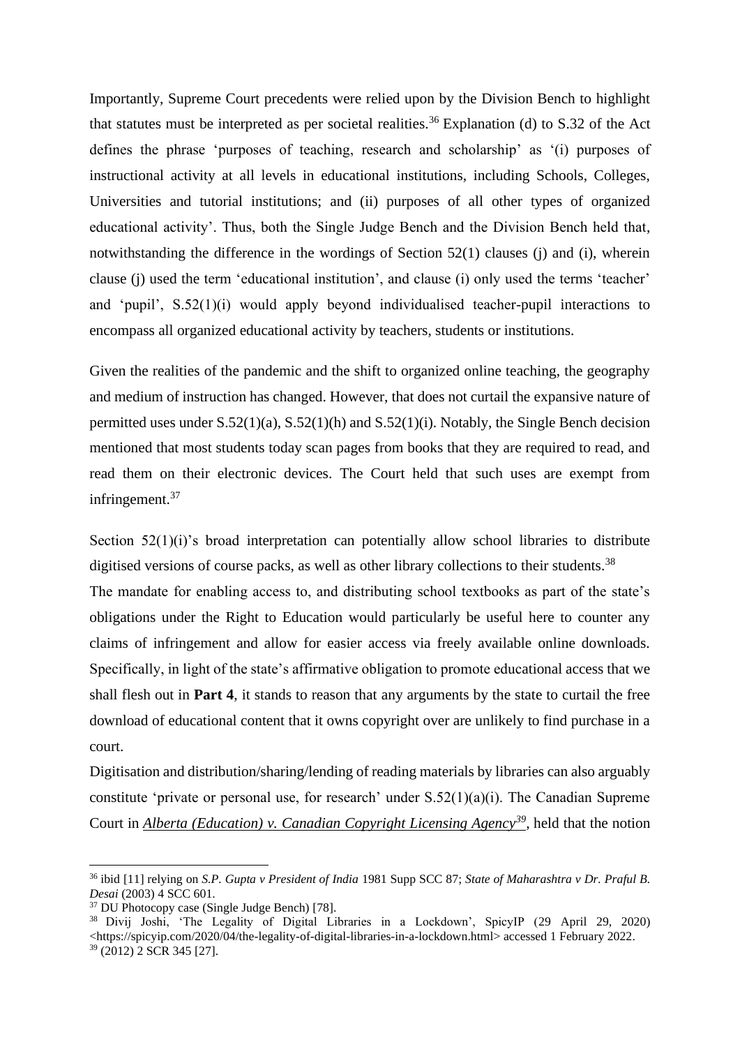Importantly, Supreme Court precedents were relied upon by the Division Bench to highlight that statutes must be interpreted as per societal realities.[36] Explanation (d) to S.32 of the Act defines the phrase 'purposes of teaching, research and scholarship' as '(i) purposes of instructional activity at all levels in educational institutions, including Schools, Colleges, Universities and tutorial institutions; and (ii) purposes of all other types of organized educational activity'. Thus, both the Single Judge Bench and the Division Bench held that, notwithstanding the difference in the wordings of Section 52(1) clauses (j) and (i), wherein clause (j) used the term 'educational institution', and clause (i) only used the terms 'teacher' and 'pupil', S.52(1)(i) would apply beyond individualised teacher-pupil interactions to encompass all organized educational activity by teachers, students or institutions.

Given the realities of the pandemic and the shift to organized online teaching, the geography and medium of instruction has changed. However, that does not curtail the expansive nature of permitted uses under S.52(1)(a), S.52(1)(h) and S.52(1)(i). Notably, the Single Bench decision mentioned that most students today scan pages from books that they are required to read, and read them on their electronic devices. The Court held that such uses are exempt from infringement.[37]

Section 52(1)(i)'s broad interpretation can potentially allow school libraries to distribute digitised versions of course packs, as well as other library collections to their students.[38]

The mandate for enabling access to, and distributing school textbooks as part of the state's obligations under the Right to Education would particularly be useful here to counter any claims of infringement and allow for easier access via freely available online downloads. Specifically, in light of the state's affirmative obligation to promote educational access that we shall flesh out in **Part 4**, it stands to reason that any arguments by the state to curtail the free download of educational content that it owns copyright over are unlikely to find purchase in a court.

Digitisation and distribution/sharing/lending of reading materials by libraries can also arguably constitute 'private or personal use, for research' under S.52(1)(a)(i). The Canadian Supreme Court in *Alberta (Education) v. Canadian Copyright Licensing Agency*[39], held that the notion

---

[36] ibid [11] relying on *S.P. Gupta v President of India* 1981 Supp SCC 87; *State of Maharashtra v Dr. Praful B. Desai* (2003) 4 SCC 601.

[37] DU Photocopy case (Single Judge Bench) [78].

[38] Divij Joshi, 'The Legality of Digital Libraries in a Lockdown', SpicyIP (29 April 29, 2020) <https://spicyip.com/2020/04/the-legality-of-digital-libraries-in-a-lockdown.html> accessed 1 February 2022.

[39] (2012) 2 SCR 345 [27].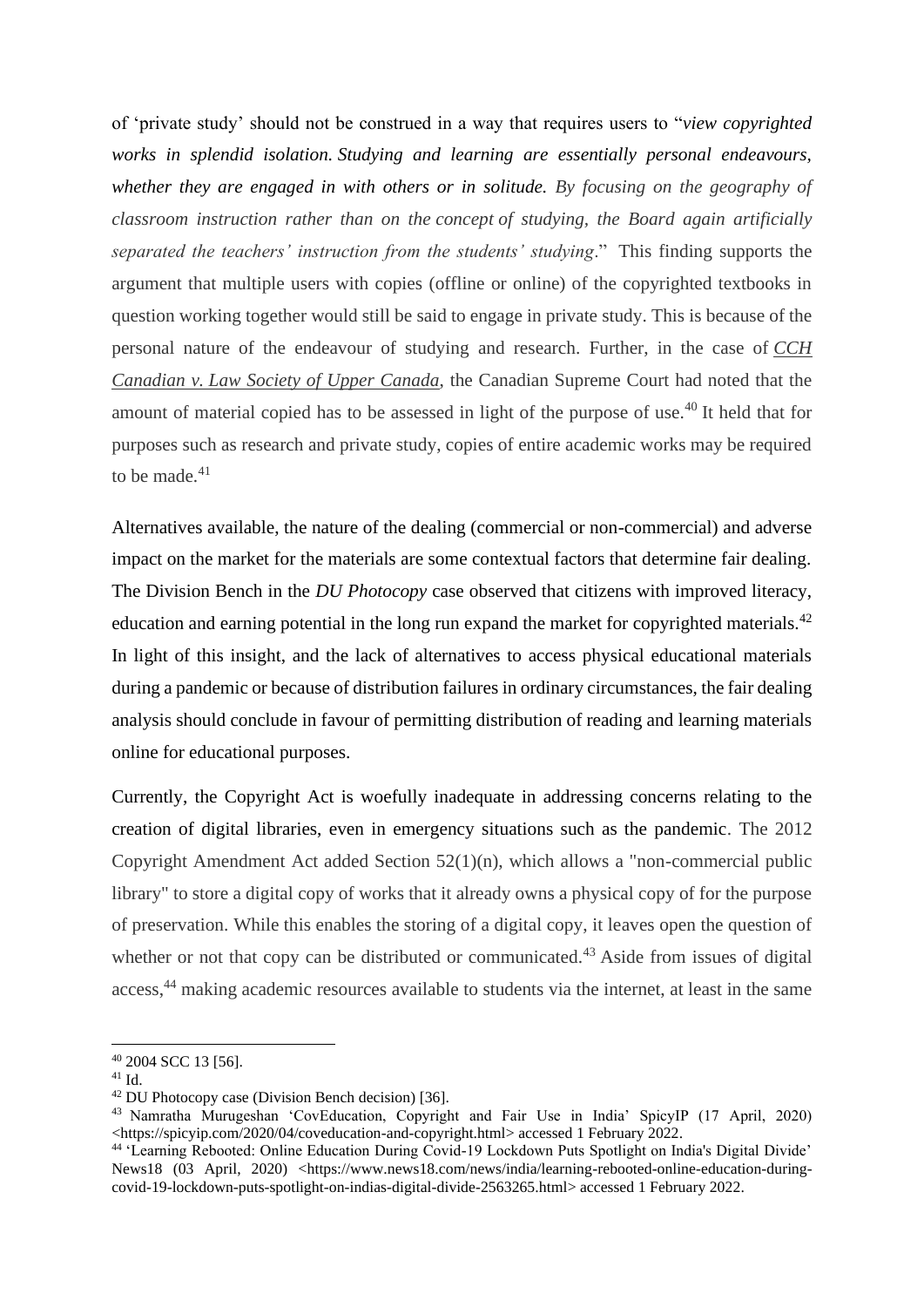of 'private study' should not be construed in a way that requires users to "*view copyrighted works in splendid isolation. Studying and learning are essentially personal endeavours, whether they are engaged in with others or in solitude. By focusing on the geography of classroom instruction rather than on the concept of studying, the Board again artificially separated the teachers' instruction from the students' studying*." This finding supports the argument that multiple users with copies (offline or online) of the copyrighted textbooks in question working together would still be said to engage in private study. This is because of the personal nature of the endeavour of studying and research. Further, in the case of *CCH Canadian v. Law Society of Upper Canada*, the Canadian Supreme Court had noted that the amount of material copied has to be assessed in light of the purpose of use.[40] It held that for purposes such as research and private study, copies of entire academic works may be required to be made.[41]

Alternatives available, the nature of the dealing (commercial or non-commercial) and adverse impact on the market for the materials are some contextual factors that determine fair dealing. The Division Bench in the *DU Photocopy* case observed that citizens with improved literacy, education and earning potential in the long run expand the market for copyrighted materials.[42] In light of this insight, and the lack of alternatives to access physical educational materials during a pandemic or because of distribution failures in ordinary circumstances, the fair dealing analysis should conclude in favour of permitting distribution of reading and learning materials online for educational purposes.

Currently, the Copyright Act is woefully inadequate in addressing concerns relating to the creation of digital libraries, even in emergency situations such as the pandemic. The 2012 Copyright Amendment Act added Section 52(1)(n), which allows a "non-commercial public library" to store a digital copy of works that it already owns a physical copy of for the purpose of preservation. While this enables the storing of a digital copy, it leaves open the question of whether or not that copy can be distributed or communicated.[43] Aside from issues of digital access,[44] making academic resources available to students via the internet, at least in the same

---

[40] 2004 SCC 13 [56].

[41] Id.

[42] DU Photocopy case (Division Bench decision) [36].

[43] Namratha Murugeshan 'CovEducation, Copyright and Fair Use in India' SpicyIP (17 April, 2020) <https://spicyip.com/2020/04/coveducation-and-copyright.html> accessed 1 February 2022.

[44] 'Learning Rebooted: Online Education During Covid-19 Lockdown Puts Spotlight on India's Digital Divide' News18 (03 April, 2020) <https://www.news18.com/news/india/learning-rebooted-online-education-during-covid-19-lockdown-puts-spotlight-on-indias-digital-divide-2563265.html> accessed 1 February 2022.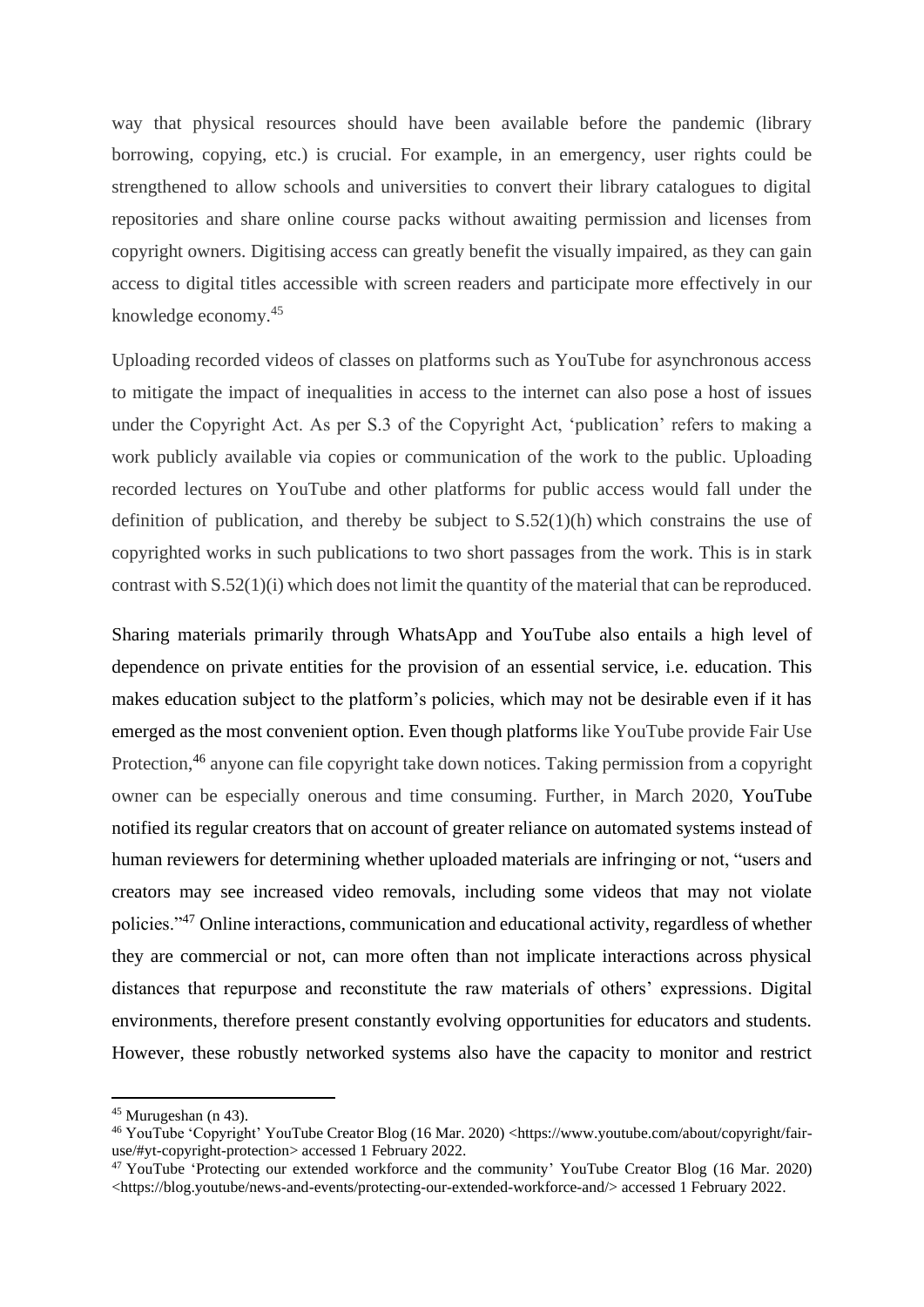way that physical resources should have been available before the pandemic (library borrowing, copying, etc.) is crucial. For example, in an emergency, user rights could be strengthened to allow schools and universities to convert their library catalogues to digital repositories and share online course packs without awaiting permission and licenses from copyright owners. Digitising access can greatly benefit the visually impaired, as they can gain access to digital titles accessible with screen readers and participate more effectively in our knowledge economy.[45]

Uploading recorded videos of classes on platforms such as YouTube for asynchronous access to mitigate the impact of inequalities in access to the internet can also pose a host of issues under the Copyright Act. As per S.3 of the Copyright Act, 'publication' refers to making a work publicly available via copies or communication of the work to the public. Uploading recorded lectures on YouTube and other platforms for public access would fall under the definition of publication, and thereby be subject to S.52(1)(h) which constrains the use of copyrighted works in such publications to two short passages from the work. This is in stark contrast with S.52(1)(i) which does not limit the quantity of the material that can be reproduced.

Sharing materials primarily through WhatsApp and YouTube also entails a high level of dependence on private entities for the provision of an essential service, i.e. education. This makes education subject to the platform's policies, which may not be desirable even if it has emerged as the most convenient option. Even though platforms like YouTube provide Fair Use Protection,[46] anyone can file copyright take down notices. Taking permission from a copyright owner can be especially onerous and time consuming. Further, in March 2020, YouTube notified its regular creators that on account of greater reliance on automated systems instead of human reviewers for determining whether uploaded materials are infringing or not, "users and creators may see increased video removals, including some videos that may not violate policies."[47] Online interactions, communication and educational activity, regardless of whether they are commercial or not, can more often than not implicate interactions across physical distances that repurpose and reconstitute the raw materials of others' expressions. Digital environments, therefore present constantly evolving opportunities for educators and students. However, these robustly networked systems also have the capacity to monitor and restrict

---

[45] Murugeshan (n 43).

[46] YouTube 'Copyright' YouTube Creator Blog (16 Mar. 2020) <https://www.youtube.com/about/copyright/fair-use/#yt-copyright-protection> accessed 1 February 2022.

[47] YouTube 'Protecting our extended workforce and the community' YouTube Creator Blog (16 Mar. 2020) <https://blog.youtube/news-and-events/protecting-our-extended-workforce-and/> accessed 1 February 2022.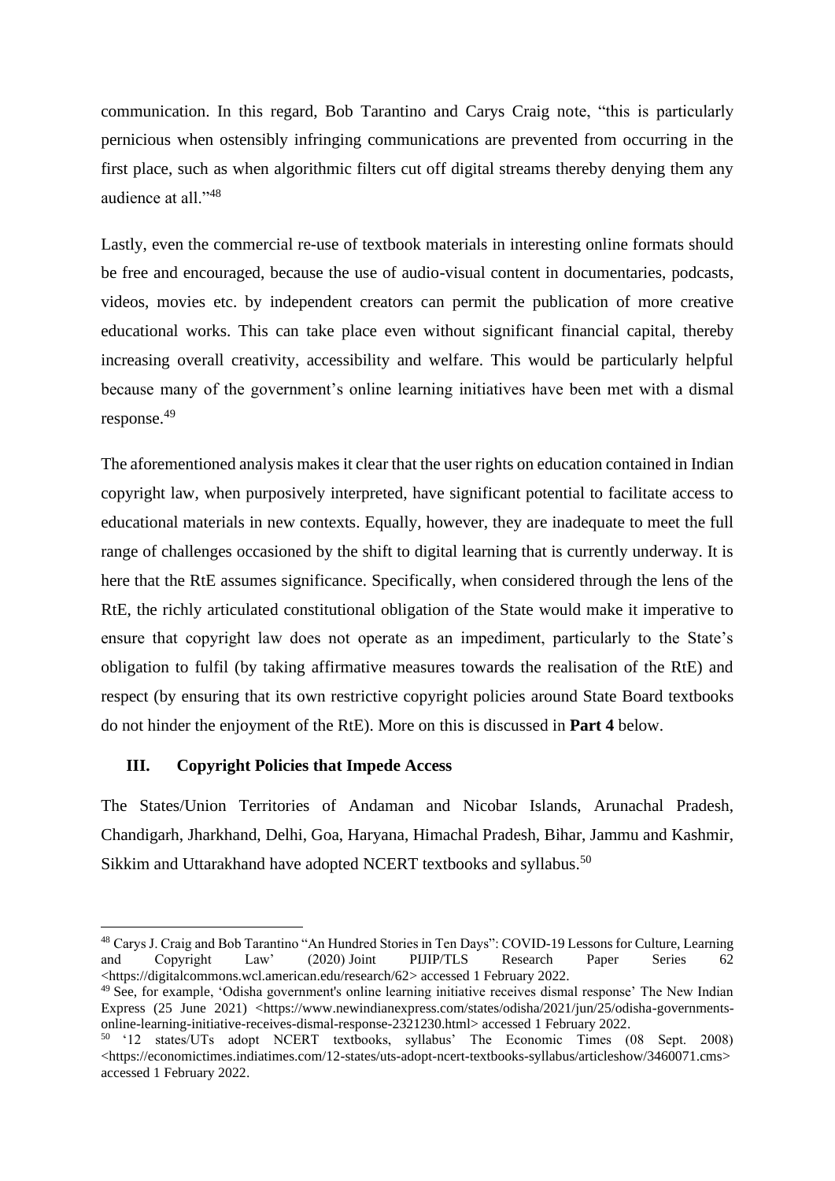communication. In this regard, Bob Tarantino and Carys Craig note, "this is particularly pernicious when ostensibly infringing communications are prevented from occurring in the first place, such as when algorithmic filters cut off digital streams thereby denying them any audience at all."[48]

Lastly, even the commercial re-use of textbook materials in interesting online formats should be free and encouraged, because the use of audio-visual content in documentaries, podcasts, videos, movies etc. by independent creators can permit the publication of more creative educational works. This can take place even without significant financial capital, thereby increasing overall creativity, accessibility and welfare. This would be particularly helpful because many of the government's online learning initiatives have been met with a dismal response.[49]

The aforementioned analysis makes it clear that the user rights on education contained in Indian copyright law, when purposively interpreted, have significant potential to facilitate access to educational materials in new contexts. Equally, however, they are inadequate to meet the full range of challenges occasioned by the shift to digital learning that is currently underway. It is here that the RtE assumes significance. Specifically, when considered through the lens of the RtE, the richly articulated constitutional obligation of the State would make it imperative to ensure that copyright law does not operate as an impediment, particularly to the State's obligation to fulfil (by taking affirmative measures towards the realisation of the RtE) and respect (by ensuring that its own restrictive copyright policies around State Board textbooks do not hinder the enjoyment of the RtE). More on this is discussed in **Part 4** below.

### III. Copyright Policies that Impede Access

The States/Union Territories of Andaman and Nicobar Islands, Arunachal Pradesh, Chandigarh, Jharkhand, Delhi, Goa, Haryana, Himachal Pradesh, Bihar, Jammu and Kashmir, Sikkim and Uttarakhand have adopted NCERT textbooks and syllabus.[50]

---

[48] Carys J. Craig and Bob Tarantino "An Hundred Stories in Ten Days": COVID-19 Lessons for Culture, Learning and Copyright Law' (2020) Joint PIJIP/TLS Research Paper Series 62 <https://digitalcommons.wcl.american.edu/research/62> accessed 1 February 2022.

[49] See, for example, 'Odisha government's online learning initiative receives dismal response' The New Indian Express (25 June 2021) <https://www.newindianexpress.com/states/odisha/2021/jun/25/odisha-governments-online-learning-initiative-receives-dismal-response-2321230.html> accessed 1 February 2022.

[50] '12 states/UTs adopt NCERT textbooks, syllabus' The Economic Times (08 Sept. 2008) <https://economictimes.indiatimes.com/12-states/uts-adopt-ncert-textbooks-syllabus/articleshow/3460071.cms> accessed 1 February 2022.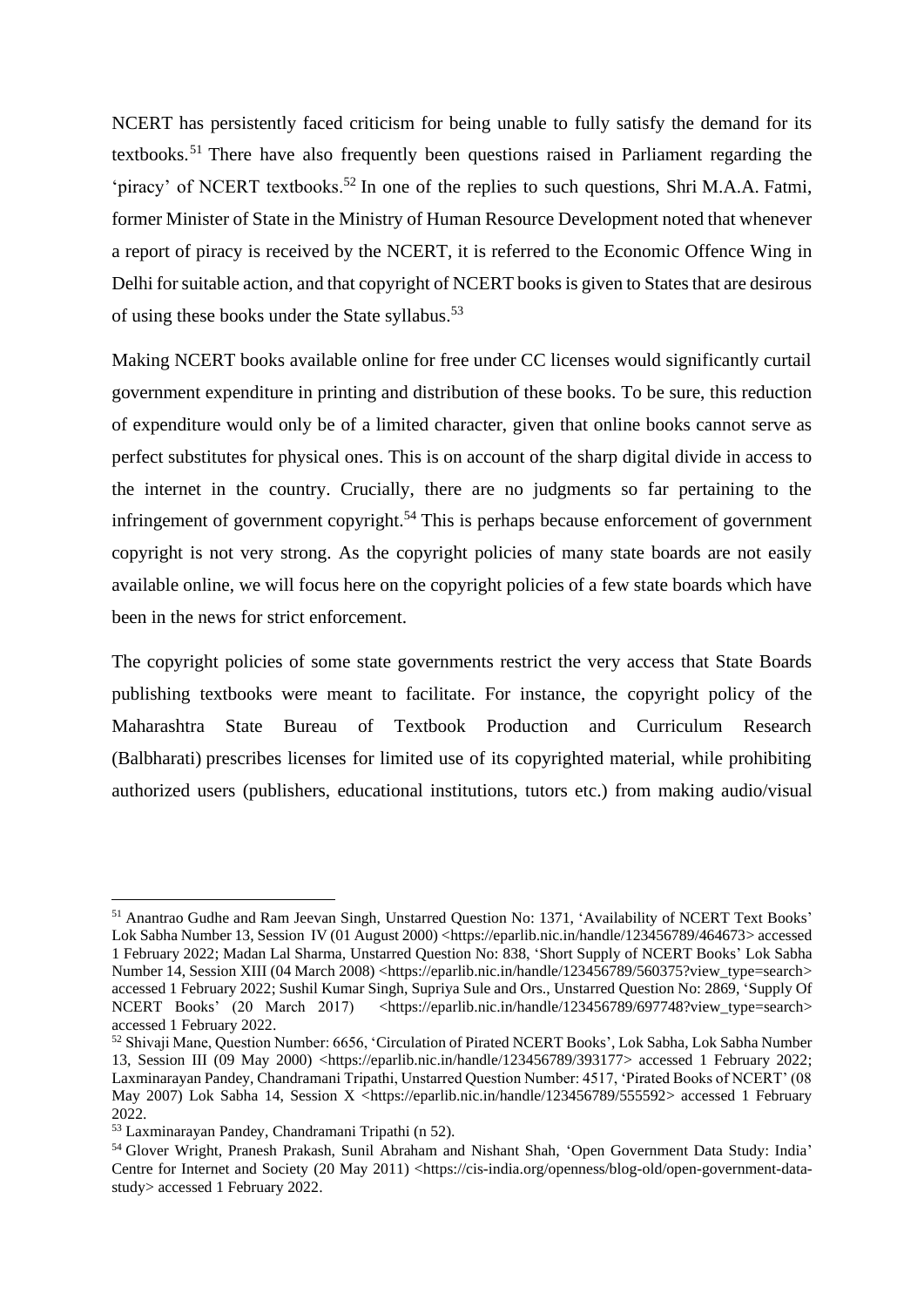NCERT has persistently faced criticism for being unable to fully satisfy the demand for its textbooks.[51] There have also frequently been questions raised in Parliament regarding the 'piracy' of NCERT textbooks.[52] In one of the replies to such questions, Shri M.A.A. Fatmi, former Minister of State in the Ministry of Human Resource Development noted that whenever a report of piracy is received by the NCERT, it is referred to the Economic Offence Wing in Delhi for suitable action, and that copyright of NCERT books is given to States that are desirous of using these books under the State syllabus.[53]

Making NCERT books available online for free under CC licenses would significantly curtail government expenditure in printing and distribution of these books. To be sure, this reduction of expenditure would only be of a limited character, given that online books cannot serve as perfect substitutes for physical ones. This is on account of the sharp digital divide in access to the internet in the country. Crucially, there are no judgments so far pertaining to the infringement of government copyright.[54] This is perhaps because enforcement of government copyright is not very strong. As the copyright policies of many state boards are not easily available online, we will focus here on the copyright policies of a few state boards which have been in the news for strict enforcement.

The copyright policies of some state governments restrict the very access that State Boards publishing textbooks were meant to facilitate. For instance, the copyright policy of the Maharashtra State Bureau of Textbook Production and Curriculum Research (Balbharati) prescribes licenses for limited use of its copyrighted material, while prohibiting authorized users (publishers, educational institutions, tutors etc.) from making audio/visual

---

[51] Anantrao Gudhe and Ram Jeevan Singh, Unstarred Question No: 1371, 'Availability of NCERT Text Books' Lok Sabha Number 13, Session IV (01 August 2000) <https://eparlib.nic.in/handle/123456789/464673> accessed 1 February 2022; Madan Lal Sharma, Unstarred Question No: 838, 'Short Supply of NCERT Books' Lok Sabha Number 14, Session XIII (04 March 2008) <https://eparlib.nic.in/handle/123456789/560375?view_type=search> accessed 1 February 2022; Sushil Kumar Singh, Supriya Sule and Ors., Unstarred Question No: 2869, 'Supply Of NCERT Books' (20 March 2017) <https://eparlib.nic.in/handle/123456789/697748?view_type=search> accessed 1 February 2022.

[52] Shivaji Mane, Question Number: 6656, 'Circulation of Pirated NCERT Books', Lok Sabha, Lok Sabha Number 13, Session III (09 May 2000) <https://eparlib.nic.in/handle/123456789/393177> accessed 1 February 2022; Laxminarayan Pandey, Chandramani Tripathi, Unstarred Question Number: 4517, 'Pirated Books of NCERT' (08 May 2007) Lok Sabha 14, Session X <https://eparlib.nic.in/handle/123456789/555592> accessed 1 February 2022.

[53] Laxminarayan Pandey, Chandramani Tripathi (n 52).

[54] Glover Wright, Pranesh Prakash, Sunil Abraham and Nishant Shah, 'Open Government Data Study: India' Centre for Internet and Society (20 May 2011) <https://cis-india.org/openness/blog-old/open-government-data-study> accessed 1 February 2022.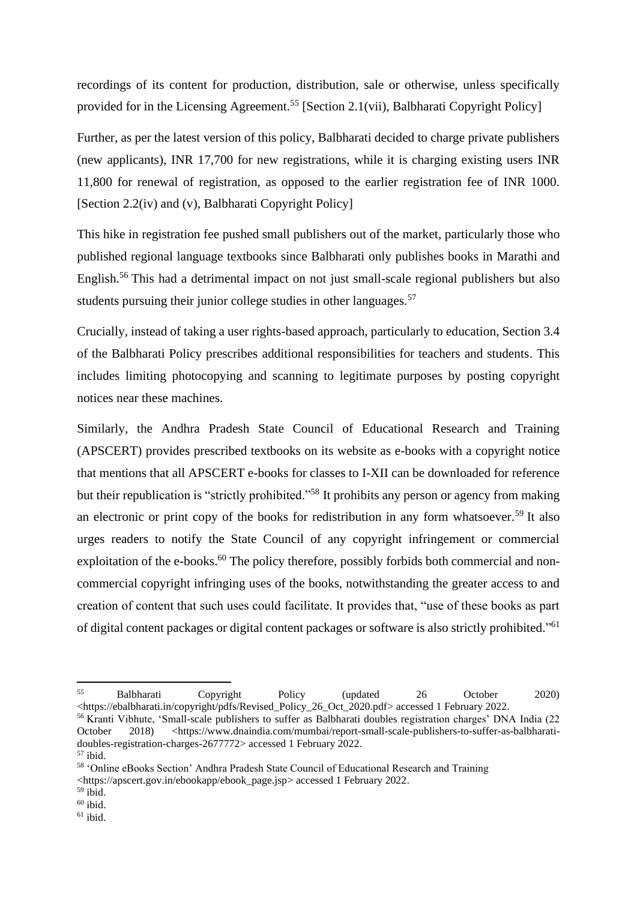recordings of its content for production, distribution, sale or otherwise, unless specifically provided for in the Licensing Agreement.[55] [Section 2.1(vii), Balbharati Copyright Policy]

Further, as per the latest version of this policy, Balbharati decided to charge private publishers (new applicants), INR 17,700 for new registrations, while it is charging existing users INR 11,800 for renewal of registration, as opposed to the earlier registration fee of INR 1000. [Section 2.2(iv) and (v), Balbharati Copyright Policy]

This hike in registration fee pushed small publishers out of the market, particularly those who published regional language textbooks since Balbharati only publishes books in Marathi and English.[56] This had a detrimental impact on not just small-scale regional publishers but also students pursuing their junior college studies in other languages.[57]

Crucially, instead of taking a user rights-based approach, particularly to education, Section 3.4 of the Balbharati Policy prescribes additional responsibilities for teachers and students. This includes limiting photocopying and scanning to legitimate purposes by posting copyright notices near these machines.

Similarly, the Andhra Pradesh State Council of Educational Research and Training (APSCERT) provides prescribed textbooks on its website as e-books with a copyright notice that mentions that all APSCERT e-books for classes to I-XII can be downloaded for reference but their republication is "strictly prohibited."[58] It prohibits any person or agency from making an electronic or print copy of the books for redistribution in any form whatsoever.[59] It also urges readers to notify the State Council of any copyright infringement or commercial exploitation of the e-books.[60] The policy therefore, possibly forbids both commercial and non-commercial copyright infringing uses of the books, notwithstanding the greater access to and creation of content that such uses could facilitate. It provides that, "use of these books as part of digital content packages or digital content packages or software is also strictly prohibited."[61]

---

[55] Balbharati Copyright Policy (updated 26 October 2020) <https://ebalbharati.in/copyright/pdfs/Revised_Policy_26_Oct_2020.pdf> accessed 1 February 2022.

[56] Kranti Vibhute, 'Small-scale publishers to suffer as Balbharati doubles registration charges' DNA India (22 October 2018) <https://www.dnaindia.com/mumbai/report-small-scale-publishers-to-suffer-as-balbharati-doubles-registration-charges-2677772> accessed 1 February 2022.

[57] ibid.

[58] 'Online eBooks Section' Andhra Pradesh State Council of Educational Research and Training <https://apscert.gov.in/ebookapp/ebook_page.jsp> accessed 1 February 2022.

[59] ibid.

[60] ibid.

[61] ibid.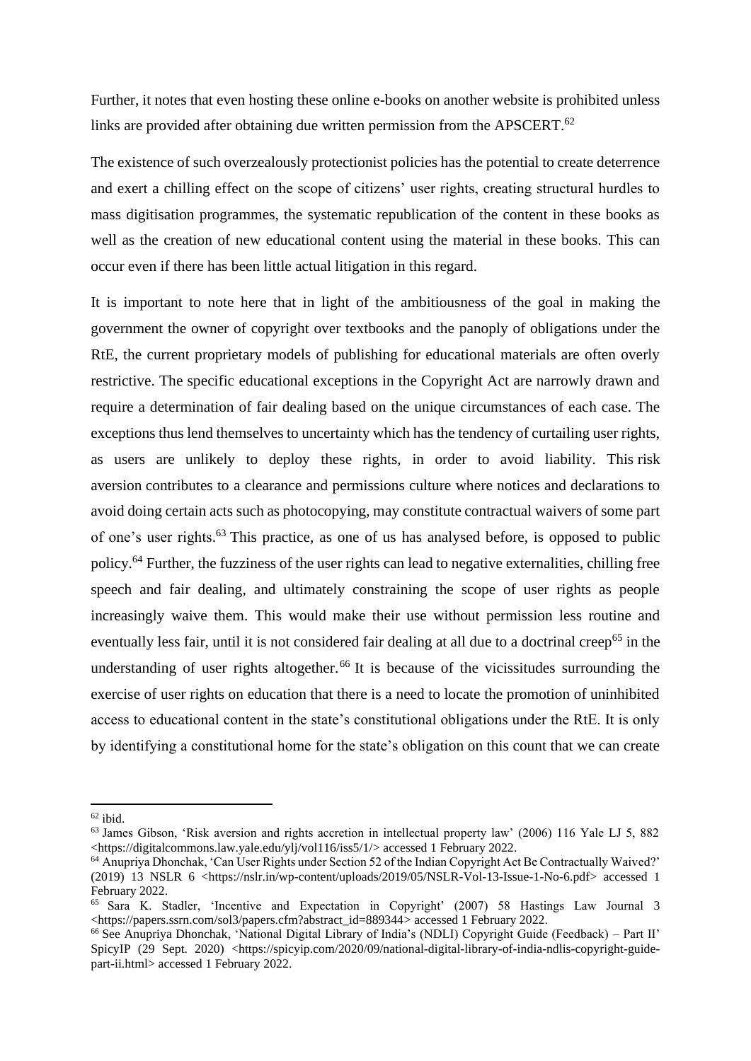Further, it notes that even hosting these online e-books on another website is prohibited unless links are provided after obtaining due written permission from the APSCERT.[62]

The existence of such overzealously protectionist policies has the potential to create deterrence and exert a chilling effect on the scope of citizens' user rights, creating structural hurdles to mass digitisation programmes, the systematic republication of the content in these books as well as the creation of new educational content using the material in these books. This can occur even if there has been little actual litigation in this regard.

It is important to note here that in light of the ambitiousness of the goal in making the government the owner of copyright over textbooks and the panoply of obligations under the RtE, the current proprietary models of publishing for educational materials are often overly restrictive. The specific educational exceptions in the Copyright Act are narrowly drawn and require a determination of fair dealing based on the unique circumstances of each case. The exceptions thus lend themselves to uncertainty which has the tendency of curtailing user rights, as users are unlikely to deploy these rights, in order to avoid liability. This risk aversion contributes to a clearance and permissions culture where notices and declarations to avoid doing certain acts such as photocopying, may constitute contractual waivers of some part of one's user rights.[63] This practice, as one of us has analysed before, is opposed to public policy.[64] Further, the fuzziness of the user rights can lead to negative externalities, chilling free speech and fair dealing, and ultimately constraining the scope of user rights as people increasingly waive them. This would make their use without permission less routine and eventually less fair, until it is not considered fair dealing at all due to a doctrinal creep[65] in the understanding of user rights altogether.[66] It is because of the vicissitudes surrounding the exercise of user rights on education that there is a need to locate the promotion of uninhibited access to educational content in the state's constitutional obligations under the RtE. It is only by identifying a constitutional home for the state's obligation on this count that we can create

---

[62] ibid.

[63] James Gibson, 'Risk aversion and rights accretion in intellectual property law' (2006) 116 Yale LJ 5, 882 <https://digitalcommons.law.yale.edu/ylj/vol116/iss5/1/> accessed 1 February 2022.

[64] Anupriya Dhonchak, 'Can User Rights under Section 52 of the Indian Copyright Act Be Contractually Waived?' (2019) 13 NSLR 6 <https://nslr.in/wp-content/uploads/2019/05/NSLR-Vol-13-Issue-1-No-6.pdf> accessed 1 February 2022.

[65] Sara K. Stadler, 'Incentive and Expectation in Copyright' (2007) 58 Hastings Law Journal 3 <https://papers.ssrn.com/sol3/papers.cfm?abstract_id=889344> accessed 1 February 2022.

[66] See Anupriya Dhonchak, 'National Digital Library of India's (NDLI) Copyright Guide (Feedback) – Part II' SpicyIP (29 Sept. 2020) <https://spicyip.com/2020/09/national-digital-library-of-india-ndlis-copyright-guide-part-ii.html> accessed 1 February 2022.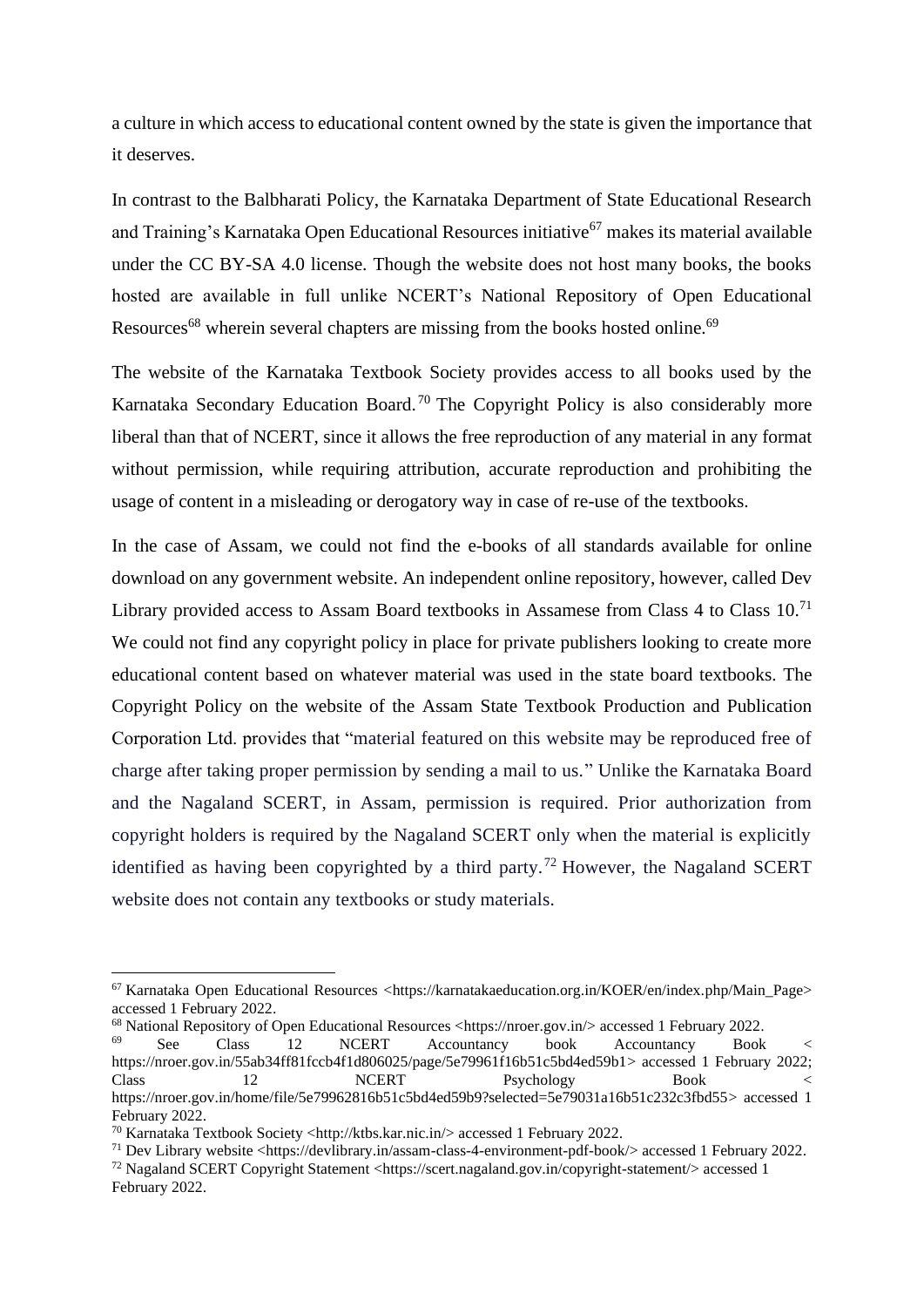a culture in which access to educational content owned by the state is given the importance that it deserves.

In contrast to the Balbharati Policy, the Karnataka Department of State Educational Research and Training's Karnataka Open Educational Resources initiative[67] makes its material available under the CC BY-SA 4.0 license. Though the website does not host many books, the books hosted are available in full unlike NCERT's National Repository of Open Educational Resources[68] wherein several chapters are missing from the books hosted online.[69]

The website of the Karnataka Textbook Society provides access to all books used by the Karnataka Secondary Education Board.[70] The Copyright Policy is also considerably more liberal than that of NCERT, since it allows the free reproduction of any material in any format without permission, while requiring attribution, accurate reproduction and prohibiting the usage of content in a misleading or derogatory way in case of re-use of the textbooks.

In the case of Assam, we could not find the e-books of all standards available for online download on any government website. An independent online repository, however, called Dev Library provided access to Assam Board textbooks in Assamese from Class 4 to Class 10.[71] We could not find any copyright policy in place for private publishers looking to create more educational content based on whatever material was used in the state board textbooks. The Copyright Policy on the website of the Assam State Textbook Production and Publication Corporation Ltd. provides that "material featured on this website may be reproduced free of charge after taking proper permission by sending a mail to us." Unlike the Karnataka Board and the Nagaland SCERT, in Assam, permission is required. Prior authorization from copyright holders is required by the Nagaland SCERT only when the material is explicitly identified as having been copyrighted by a third party.[72] However, the Nagaland SCERT website does not contain any textbooks or study materials.

---

[67] Karnataka Open Educational Resources <https://karnatakaeducation.org.in/KOER/en/index.php/Main_Page> accessed 1 February 2022.

[68] National Repository of Open Educational Resources <https://nroer.gov.in/> accessed 1 February 2022.

[69] See Class 12 NCERT Accountancy book Accountancy Book < https://nroer.gov.in/55ab34ff81fccb4f1d806025/page/5e79961f16b51c5bd4ed59b1> accessed 1 February 2022; Class 12 NCERT Psychology Book < https://nroer.gov.in/home/file/5e79962816b51c5bd4ed59b9?selected=5e79031a16b51c232c3fbd55> accessed 1 February 2022.

[70] Karnataka Textbook Society <http://ktbs.kar.nic.in/> accessed 1 February 2022.

[71] Dev Library website <https://devlibrary.in/assam-class-4-environment-pdf-book/> accessed 1 February 2022.

[72] Nagaland SCERT Copyright Statement <https://scert.nagaland.gov.in/copyright-statement/> accessed 1 February 2022.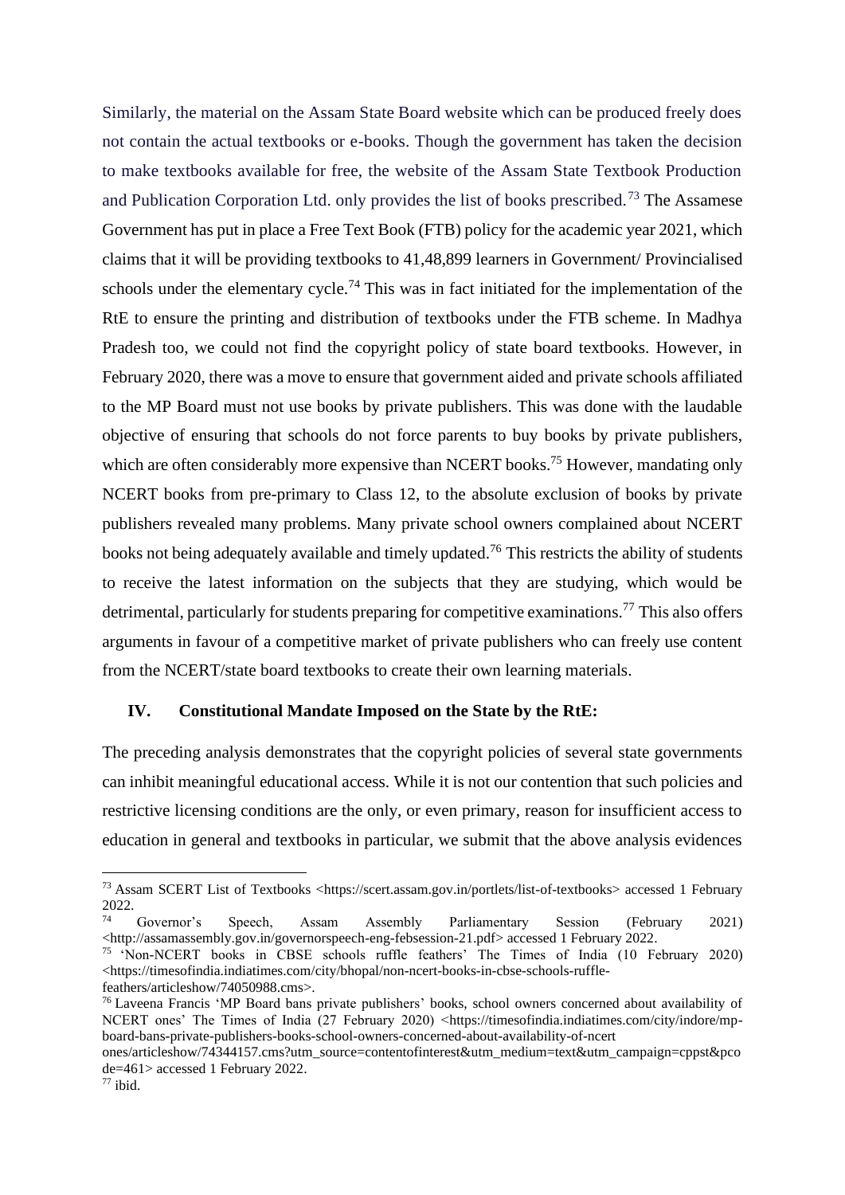Similarly, the material on the Assam State Board website which can be produced freely does not contain the actual textbooks or e-books. Though the government has taken the decision to make textbooks available for free, the website of the Assam State Textbook Production and Publication Corporation Ltd. only provides the list of books prescribed.[73] The Assamese Government has put in place a Free Text Book (FTB) policy for the academic year 2021, which claims that it will be providing textbooks to 41,48,899 learners in Government/ Provincialised schools under the elementary cycle.[74] This was in fact initiated for the implementation of the RtE to ensure the printing and distribution of textbooks under the FTB scheme. In Madhya Pradesh too, we could not find the copyright policy of state board textbooks. However, in February 2020, there was a move to ensure that government aided and private schools affiliated to the MP Board must not use books by private publishers. This was done with the laudable objective of ensuring that schools do not force parents to buy books by private publishers, which are often considerably more expensive than NCERT books.[75] However, mandating only NCERT books from pre-primary to Class 12, to the absolute exclusion of books by private publishers revealed many problems. Many private school owners complained about NCERT books not being adequately available and timely updated.[76] This restricts the ability of students to receive the latest information on the subjects that they are studying, which would be detrimental, particularly for students preparing for competitive examinations.[77] This also offers arguments in favour of a competitive market of private publishers who can freely use content from the NCERT/state board textbooks to create their own learning materials.

### IV. Constitutional Mandate Imposed on the State by the RtE:

The preceding analysis demonstrates that the copyright policies of several state governments can inhibit meaningful educational access. While it is not our contention that such policies and restrictive licensing conditions are the only, or even primary, reason for insufficient access to education in general and textbooks in particular, we submit that the above analysis evidences

---

[73] Assam SCERT List of Textbooks <https://scert.assam.gov.in/portlets/list-of-textbooks> accessed 1 February 2022.

[74] Governor's Speech, Assam Assembly Parliamentary Session (February 2021) <http://assamassembly.gov.in/governorspeech-eng-febsession-21.pdf> accessed 1 February 2022.

[75] 'Non-NCERT books in CBSE schools ruffle feathers' The Times of India (10 February 2020) <https://timesofindia.indiatimes.com/city/bhopal/non-ncert-books-in-cbse-schools-ruffle-feathers/articleshow/74050988.cms>.

[76] Laveena Francis 'MP Board bans private publishers' books, school owners concerned about availability of NCERT ones' The Times of India (27 February 2020) <https://timesofindia.indiatimes.com/city/indore/mp-board-bans-private-publishers-books-school-owners-concerned-about-availability-of-ncert ones/articleshow/74344157.cms?utm_source=contentofinterest&utm_medium=text&utm_campaign=cppst&pcode=461> accessed 1 February 2022.

[77] ibid.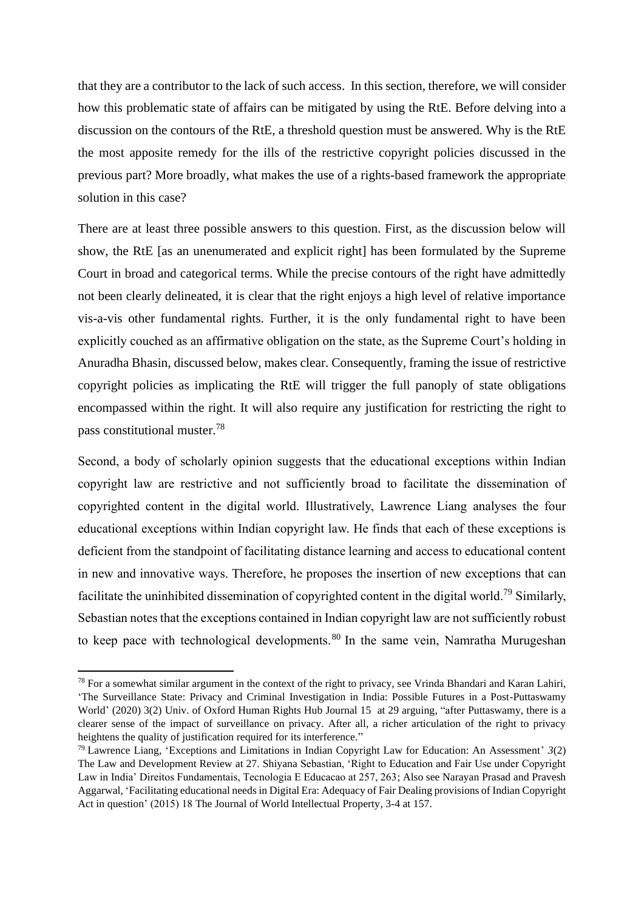that they are a contributor to the lack of such access. In this section, therefore, we will consider how this problematic state of affairs can be mitigated by using the RtE. Before delving into a discussion on the contours of the RtE, a threshold question must be answered. Why is the RtE the most apposite remedy for the ills of the restrictive copyright policies discussed in the previous part? More broadly, what makes the use of a rights-based framework the appropriate solution in this case?

There are at least three possible answers to this question. First, as the discussion below will show, the RtE [as an unenumerated and explicit right] has been formulated by the Supreme Court in broad and categorical terms. While the precise contours of the right have admittedly not been clearly delineated, it is clear that the right enjoys a high level of relative importance vis-a-vis other fundamental rights. Further, it is the only fundamental right to have been explicitly couched as an affirmative obligation on the state, as the Supreme Court's holding in Anuradha Bhasin, discussed below, makes clear. Consequently, framing the issue of restrictive copyright policies as implicating the RtE will trigger the full panoply of state obligations encompassed within the right. It will also require any justification for restricting the right to pass constitutional muster.[78]

Second, a body of scholarly opinion suggests that the educational exceptions within Indian copyright law are restrictive and not sufficiently broad to facilitate the dissemination of copyrighted content in the digital world. Illustratively, Lawrence Liang analyses the four educational exceptions within Indian copyright law. He finds that each of these exceptions is deficient from the standpoint of facilitating distance learning and access to educational content in new and innovative ways. Therefore, he proposes the insertion of new exceptions that can facilitate the uninhibited dissemination of copyrighted content in the digital world.[79] Similarly, Sebastian notes that the exceptions contained in Indian copyright law are not sufficiently robust to keep pace with technological developments.[80] In the same vein, Namratha Murugeshan

---

[78] For a somewhat similar argument in the context of the right to privacy, see Vrinda Bhandari and Karan Lahiri, 'The Surveillance State: Privacy and Criminal Investigation in India: Possible Futures in a Post-Puttaswamy World' (2020) 3(2) Univ. of Oxford Human Rights Hub Journal 15 at 29 arguing, "after Puttaswamy, there is a clearer sense of the impact of surveillance on privacy. After all, a richer articulation of the right to privacy heightens the quality of justification required for its interference."

[79] Lawrence Liang, 'Exceptions and Limitations in Indian Copyright Law for Education: An Assessment' *3*(2) The Law and Development Review at 27. Shiyana Sebastian, 'Right to Education and Fair Use under Copyright Law in India' Direitos Fundamentais, Tecnologia E Educacao at 257, 263; Also see Narayan Prasad and Pravesh Aggarwal, 'Facilitating educational needs in Digital Era: Adequacy of Fair Dealing provisions of Indian Copyright Act in question' (2015) 18 The Journal of World Intellectual Property, 3-4 at 157.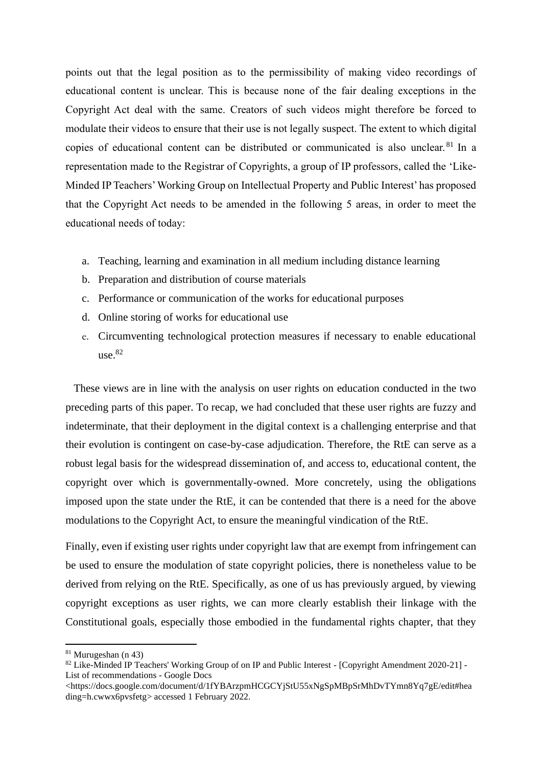points out that the legal position as to the permissibility of making video recordings of educational content is unclear. This is because none of the fair dealing exceptions in the Copyright Act deal with the same. Creators of such videos might therefore be forced to modulate their videos to ensure that their use is not legally suspect. The extent to which digital copies of educational content can be distributed or communicated is also unclear.[81] In a representation made to the Registrar of Copyrights, a group of IP professors, called the 'Like-Minded IP Teachers' Working Group on Intellectual Property and Public Interest' has proposed that the Copyright Act needs to be amended in the following 5 areas, in order to meet the educational needs of today:

a. Teaching, learning and examination in all medium including distance learning
b. Preparation and distribution of course materials
c. Performance or communication of the works for educational purposes
d. Online storing of works for educational use
e. Circumventing technological protection measures if necessary to enable educational use.[82]

These views are in line with the analysis on user rights on education conducted in the two preceding parts of this paper. To recap, we had concluded that these user rights are fuzzy and indeterminate, that their deployment in the digital context is a challenging enterprise and that their evolution is contingent on case-by-case adjudication. Therefore, the RtE can serve as a robust legal basis for the widespread dissemination of, and access to, educational content, the copyright over which is governmentally-owned. More concretely, using the obligations imposed upon the state under the RtE, it can be contended that there is a need for the above modulations to the Copyright Act, to ensure the meaningful vindication of the RtE.

Finally, even if existing user rights under copyright law that are exempt from infringement can be used to ensure the modulation of state copyright policies, there is nonetheless value to be derived from relying on the RtE. Specifically, as one of us has previously argued, by viewing copyright exceptions as user rights, we can more clearly establish their linkage with the Constitutional goals, especially those embodied in the fundamental rights chapter, that they

---

[81] Murugeshan (n 43)

[82] Like-Minded IP Teachers' Working Group of on IP and Public Interest - [Copyright Amendment 2020-21] - List of recommendations - Google Docs <https://docs.google.com/document/d/1fYBArzpmHCGCYjStU55xNgSpMBpSrMhDvTYmn8Yq7gE/edit#heading=h.cwwx6pvsfetg> accessed 1 February 2022.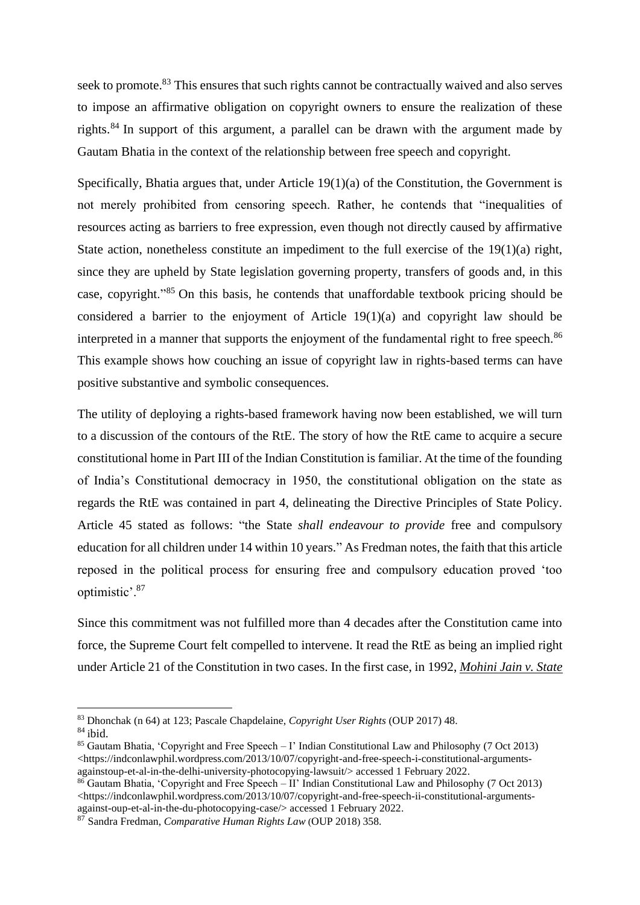seek to promote.[83] This ensures that such rights cannot be contractually waived and also serves to impose an affirmative obligation on copyright owners to ensure the realization of these rights.[84] In support of this argument, a parallel can be drawn with the argument made by Gautam Bhatia in the context of the relationship between free speech and copyright.

Specifically, Bhatia argues that, under Article 19(1)(a) of the Constitution, the Government is not merely prohibited from censoring speech. Rather, he contends that "inequalities of resources acting as barriers to free expression, even though not directly caused by affirmative State action, nonetheless constitute an impediment to the full exercise of the 19(1)(a) right, since they are upheld by State legislation governing property, transfers of goods and, in this case, copyright."[85] On this basis, he contends that unaffordable textbook pricing should be considered a barrier to the enjoyment of Article 19(1)(a) and copyright law should be interpreted in a manner that supports the enjoyment of the fundamental right to free speech.[86] This example shows how couching an issue of copyright law in rights-based terms can have positive substantive and symbolic consequences.

The utility of deploying a rights-based framework having now been established, we will turn to a discussion of the contours of the RtE. The story of how the RtE came to acquire a secure constitutional home in Part III of the Indian Constitution is familiar. At the time of the founding of India's Constitutional democracy in 1950, the constitutional obligation on the state as regards the RtE was contained in part 4, delineating the Directive Principles of State Policy. Article 45 stated as follows: "the State *shall endeavour to provide* free and compulsory education for all children under 14 within 10 years." As Fredman notes, the faith that this article reposed in the political process for ensuring free and compulsory education proved 'too optimistic'.[87]

Since this commitment was not fulfilled more than 4 decades after the Constitution came into force, the Supreme Court felt compelled to intervene. It read the RtE as being an implied right under Article 21 of the Constitution in two cases. In the first case, in 1992, *Mohini Jain v. State*

---

[83] Dhonchak (n 64) at 123; Pascale Chapdelaine, *Copyright User Rights* (OUP 2017) 48.

[84] ibid.

[85] Gautam Bhatia, 'Copyright and Free Speech – I' Indian Constitutional Law and Philosophy (7 Oct 2013) <https://indconlawphil.wordpress.com/2013/10/07/copyright-and-free-speech-i-constitutional-arguments-againstoup-et-al-in-the-delhi-university-photocopying-lawsuit/> accessed 1 February 2022.

[86] Gautam Bhatia, 'Copyright and Free Speech – II' Indian Constitutional Law and Philosophy (7 Oct 2013) <https://indconlawphil.wordpress.com/2013/10/07/copyright-and-free-speech-ii-constitutional-arguments-against-oup-et-al-in-the-du-photocopying-case/> accessed 1 February 2022.

[87] Sandra Fredman, *Comparative Human Rights Law* (OUP 2018) 358.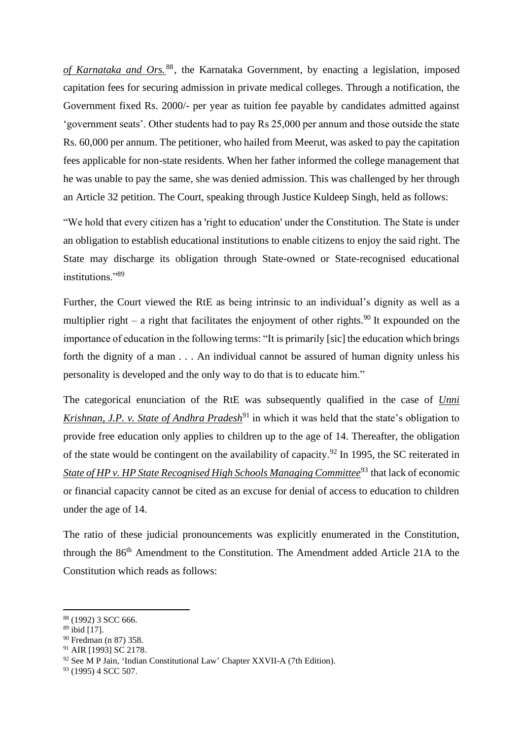*of Karnataka and Ors.*[88], the Karnataka Government, by enacting a legislation, imposed capitation fees for securing admission in private medical colleges. Through a notification, the Government fixed Rs. 2000/- per year as tuition fee payable by candidates admitted against 'government seats'. Other students had to pay Rs 25,000 per annum and those outside the state Rs. 60,000 per annum. The petitioner, who hailed from Meerut, was asked to pay the capitation fees applicable for non-state residents. When her father informed the college management that he was unable to pay the same, she was denied admission. This was challenged by her through an Article 32 petition. The Court, speaking through Justice Kuldeep Singh, held as follows:

"We hold that every citizen has a 'right to education' under the Constitution. The State is under an obligation to establish educational institutions to enable citizens to enjoy the said right. The State may discharge its obligation through State-owned or State-recognised educational institutions."[89]

Further, the Court viewed the RtE as being intrinsic to an individual's dignity as well as a multiplier right – a right that facilitates the enjoyment of other rights.[90] It expounded on the importance of education in the following terms: "It is primarily [sic] the education which brings forth the dignity of a man . . . An individual cannot be assured of human dignity unless his personality is developed and the only way to do that is to educate him."

The categorical enunciation of the RtE was subsequently qualified in the case of *Unni Krishnan, J.P. v. State of Andhra Pradesh*[91] in which it was held that the state's obligation to provide free education only applies to children up to the age of 14. Thereafter, the obligation of the state would be contingent on the availability of capacity.[92] In 1995, the SC reiterated in *State of HP v. HP State Recognised High Schools Managing Committee*[93] that lack of economic or financial capacity cannot be cited as an excuse for denial of access to education to children under the age of 14.

The ratio of these judicial pronouncements was explicitly enumerated in the Constitution, through the 86th Amendment to the Constitution. The Amendment added Article 21A to the Constitution which reads as follows:

---

[88] (1992) 3 SCC 666.

[89] ibid [17].

[90] Fredman (n 87) 358.

[91] AIR [1993] SC 2178.

[92] See M P Jain, 'Indian Constitutional Law' Chapter XXVII-A (7th Edition).

[93] (1995) 4 SCC 507.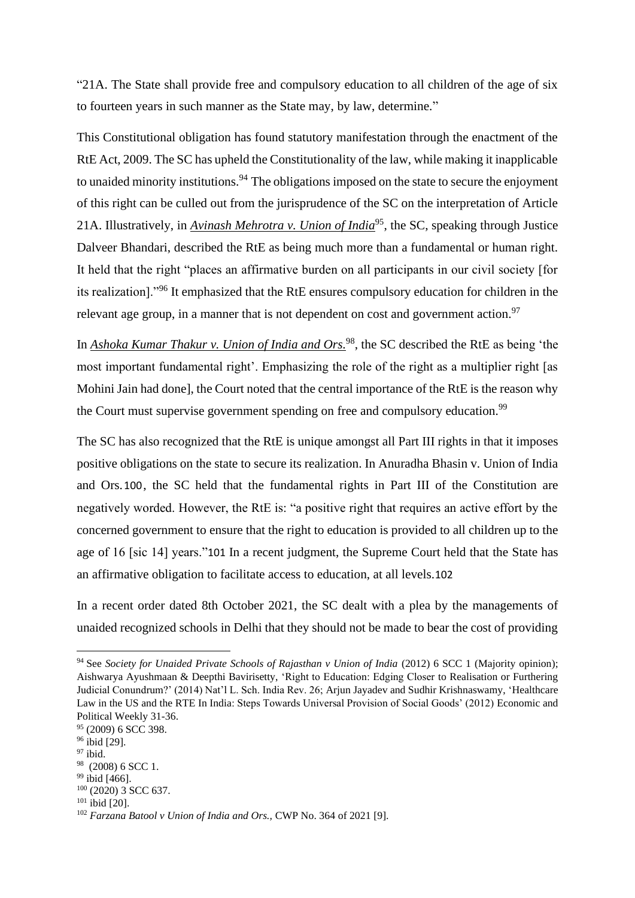"21A. The State shall provide free and compulsory education to all children of the age of six to fourteen years in such manner as the State may, by law, determine."

This Constitutional obligation has found statutory manifestation through the enactment of the RtE Act, 2009. The SC has upheld the Constitutionality of the law, while making it inapplicable to unaided minority institutions.[94] The obligations imposed on the state to secure the enjoyment of this right can be culled out from the jurisprudence of the SC on the interpretation of Article 21A. Illustratively, in ***Avinash Mehrotra v. Union of India***[95], the SC, speaking through Justice Dalveer Bhandari, described the RtE as being much more than a fundamental or human right. It held that the right "places an affirmative burden on all participants in our civil society [for its realization]."[96] It emphasized that the RtE ensures compulsory education for children in the relevant age group, in a manner that is not dependent on cost and government action.[97]

In ***Ashoka Kumar Thakur v. Union of India and Ors.***[98], the SC described the RtE as being 'the most important fundamental right'. Emphasizing the role of the right as a multiplier right [as Mohini Jain had done], the Court noted that the central importance of the RtE is the reason why the Court must supervise government spending on free and compulsory education.[99]

The SC has also recognized that the RtE is unique amongst all Part III rights in that it imposes positive obligations on the state to secure its realization. In Anuradha Bhasin v. Union of India and Ors.[100], the SC held that the fundamental rights in Part III of the Constitution are negatively worded. However, the RtE is: "a positive right that requires an active effort by the concerned government to ensure that the right to education is provided to all children up to the age of 16 [sic 14] years."[101] In a recent judgment, the Supreme Court held that the State has an affirmative obligation to facilitate access to education, at all levels.[102]

In a recent order dated 8th October 2021, the SC dealt with a plea by the managements of unaided recognized schools in Delhi that they should not be made to bear the cost of providing

---

[94] See *Society for Unaided Private Schools of Rajasthan v Union of India* (2012) 6 SCC 1 (Majority opinion); Aishwarya Ayushmaan & Deepthi Bavirisetty, 'Right to Education: Edging Closer to Realisation or Furthering Judicial Conundrum?' (2014) Nat'l L. Sch. India Rev. 26; Arjun Jayadev and Sudhir Krishnaswamy, 'Healthcare Law in the US and the RTE In India: Steps Towards Universal Provision of Social Goods' (2012) Economic and Political Weekly 31-36.

[95] (2009) 6 SCC 398.

[96] ibid [29].

[97] ibid.

[98] (2008) 6 SCC 1.

[99] ibid [466].

[100] (2020) 3 SCC 637.

[101] ibid [20].

[102] *Farzana Batool v Union of India and Ors.,* CWP No. 364 of 2021 [9].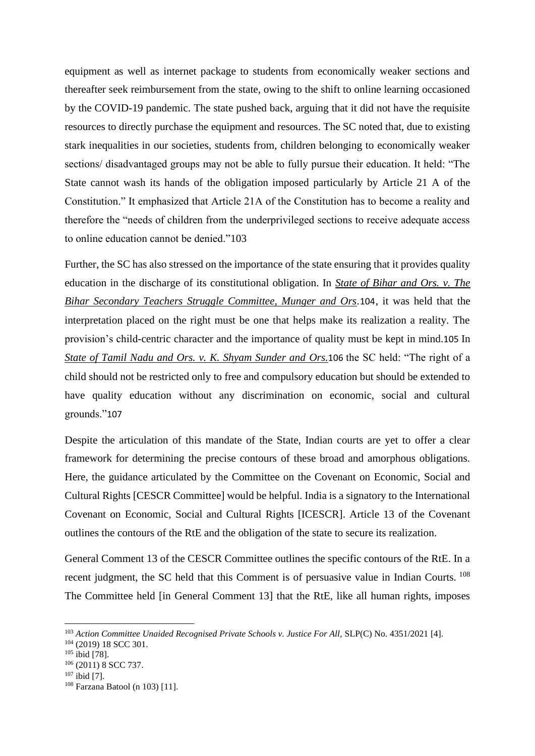equipment as well as internet package to students from economically weaker sections and thereafter seek reimbursement from the state, owing to the shift to online learning occasioned by the COVID-19 pandemic. The state pushed back, arguing that it did not have the requisite resources to directly purchase the equipment and resources. The SC noted that, due to existing stark inequalities in our societies, students from, children belonging to economically weaker sections/ disadvantaged groups may not be able to fully pursue their education. It held: "The State cannot wash its hands of the obligation imposed particularly by Article 21 A of the Constitution." It emphasized that Article 21A of the Constitution has to become a reality and therefore the "needs of children from the underprivileged sections to receive adequate access to online education cannot be denied."[103]

Further, the SC has also stressed on the importance of the state ensuring that it provides quality education in the discharge of its constitutional obligation. In *State of Bihar and Ors. v. The Bihar Secondary Teachers Struggle Committee, Munger and Ors*.[104], it was held that the interpretation placed on the right must be one that helps make its realization a reality. The provision's child-centric character and the importance of quality must be kept in mind.[105] In *State of Tamil Nadu and Ors. v. K. Shyam Sunder and Ors.*[106] the SC held: "The right of a child should not be restricted only to free and compulsory education but should be extended to have quality education without any discrimination on economic, social and cultural grounds."[107]

Despite the articulation of this mandate of the State, Indian courts are yet to offer a clear framework for determining the precise contours of these broad and amorphous obligations. Here, the guidance articulated by the Committee on the Covenant on Economic, Social and Cultural Rights [CESCR Committee] would be helpful. India is a signatory to the International Covenant on Economic, Social and Cultural Rights [ICESCR]. Article 13 of the Covenant outlines the contours of the RtE and the obligation of the state to secure its realization.

General Comment 13 of the CESCR Committee outlines the specific contours of the RtE. In a recent judgment, the SC held that this Comment is of persuasive value in Indian Courts.[108] The Committee held [in General Comment 13] that the RtE, like all human rights, imposes

---

[103] *Action Committee Unaided Recognised Private Schools v. Justice For All,* SLP(C) No. 4351/2021 [4].

[104] (2019) 18 SCC 301.

[105] ibid [78].

[106] (2011) 8 SCC 737.

[107] ibid [7].

[108] Farzana Batool (n 103) [11].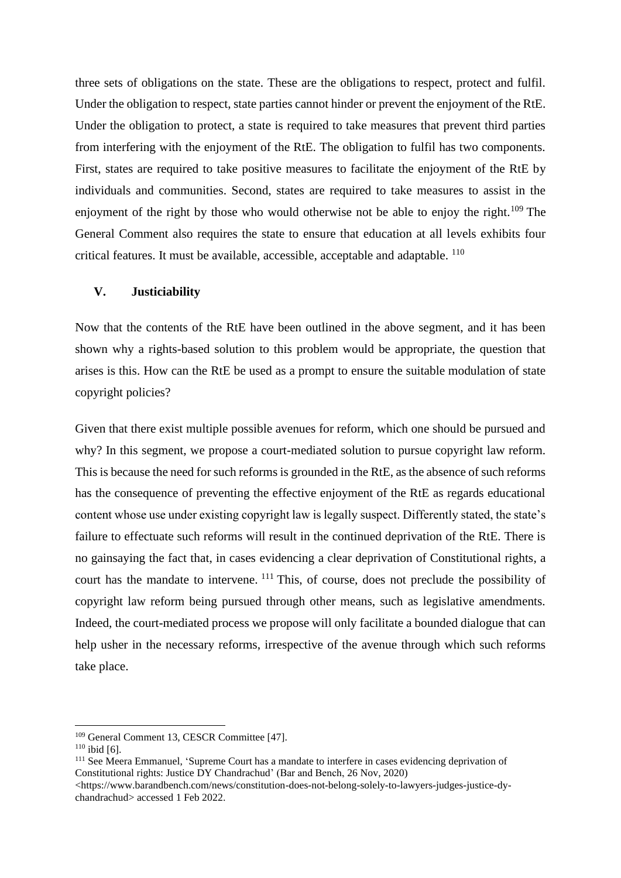three sets of obligations on the state. These are the obligations to respect, protect and fulfil. Under the obligation to respect, state parties cannot hinder or prevent the enjoyment of the RtE. Under the obligation to protect, a state is required to take measures that prevent third parties from interfering with the enjoyment of the RtE. The obligation to fulfil has two components. First, states are required to take positive measures to facilitate the enjoyment of the RtE by individuals and communities. Second, states are required to take measures to assist in the enjoyment of the right by those who would otherwise not be able to enjoy the right.[109] The General Comment also requires the state to ensure that education at all levels exhibits four critical features. It must be available, accessible, acceptable and adaptable. [110]

## V. Justiciability

Now that the contents of the RtE have been outlined in the above segment, and it has been shown why a rights-based solution to this problem would be appropriate, the question that arises is this. How can the RtE be used as a prompt to ensure the suitable modulation of state copyright policies?

Given that there exist multiple possible avenues for reform, which one should be pursued and why? In this segment, we propose a court-mediated solution to pursue copyright law reform. This is because the need for such reforms is grounded in the RtE, as the absence of such reforms has the consequence of preventing the effective enjoyment of the RtE as regards educational content whose use under existing copyright law is legally suspect. Differently stated, the state's failure to effectuate such reforms will result in the continued deprivation of the RtE. There is no gainsaying the fact that, in cases evidencing a clear deprivation of Constitutional rights, a court has the mandate to intervene. [111] This, of course, does not preclude the possibility of copyright law reform being pursued through other means, such as legislative amendments. Indeed, the court-mediated process we propose will only facilitate a bounded dialogue that can help usher in the necessary reforms, irrespective of the avenue through which such reforms take place.

---

[109] General Comment 13, CESCR Committee [47].

[110] ibid [6].

[111] See Meera Emmanuel, 'Supreme Court has a mandate to interfere in cases evidencing deprivation of Constitutional rights: Justice DY Chandrachud' (Bar and Bench, 26 Nov, 2020) <https://www.barandbench.com/news/constitution-does-not-belong-solely-to-lawyers-judges-justice-dy-chandrachud> accessed 1 Feb 2022.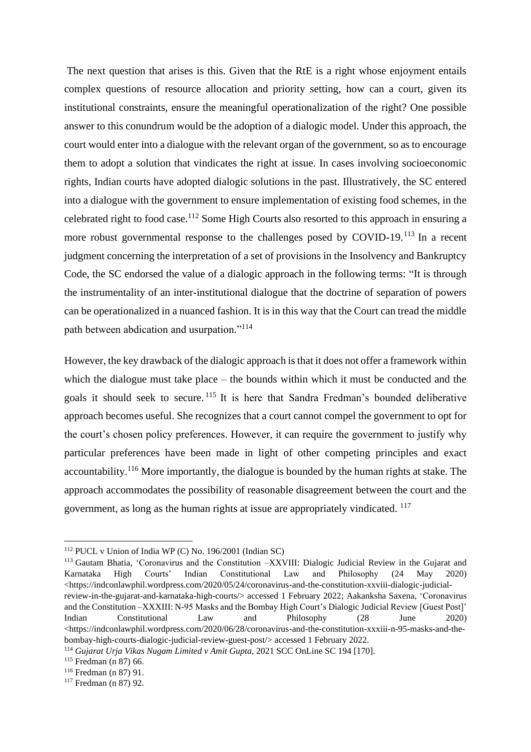The next question that arises is this. Given that the RtE is a right whose enjoyment entails complex questions of resource allocation and priority setting, how can a court, given its institutional constraints, ensure the meaningful operationalization of the right? One possible answer to this conundrum would be the adoption of a dialogic model. Under this approach, the court would enter into a dialogue with the relevant organ of the government, so as to encourage them to adopt a solution that vindicates the right at issue. In cases involving socioeconomic rights, Indian courts have adopted dialogic solutions in the past. Illustratively, the SC entered into a dialogue with the government to ensure implementation of existing food schemes, in the celebrated right to food case.[112] Some High Courts also resorted to this approach in ensuring a more robust governmental response to the challenges posed by COVID-19.[113] In a recent judgment concerning the interpretation of a set of provisions in the Insolvency and Bankruptcy Code, the SC endorsed the value of a dialogic approach in the following terms: "It is through the instrumentality of an inter-institutional dialogue that the doctrine of separation of powers can be operationalized in a nuanced fashion. It is in this way that the Court can tread the middle path between abdication and usurpation."[114]

However, the key drawback of the dialogic approach is that it does not offer a framework within which the dialogue must take place – the bounds within which it must be conducted and the goals it should seek to secure.[115] It is here that Sandra Fredman's bounded deliberative approach becomes useful. She recognizes that a court cannot compel the government to opt for the court's chosen policy preferences. However, it can require the government to justify why particular preferences have been made in light of other competing principles and exact accountability.[116] More importantly, the dialogue is bounded by the human rights at stake. The approach accommodates the possibility of reasonable disagreement between the court and the government, as long as the human rights at issue are appropriately vindicated.[117]

---

[112] PUCL v Union of India WP (C) No. 196/2001 (Indian SC)

[113] Gautam Bhatia, 'Coronavirus and the Constitution –XXVIII: Dialogic Judicial Review in the Gujarat and Karnataka High Courts' Indian Constitutional Law and Philosophy (24 May 2020) <https://indconlawphil.wordpress.com/2020/05/24/coronavirus-and-the-constitution-xxviii-dialogic-judicial-review-in-the-gujarat-and-karnataka-high-courts/> accessed 1 February 2022; Aakanksha Saxena, 'Coronavirus and the Constitution –XXXIII: N-95 Masks and the Bombay High Court's Dialogic Judicial Review [Guest Post]' Indian Constitutional Law and Philosophy (28 June 2020) <https://indconlawphil.wordpress.com/2020/06/28/coronavirus-and-the-constitution-xxxiii-n-95-masks-and-the-bombay-high-courts-dialogic-judicial-review-guest-post/> accessed 1 February 2022.

[114] *Gujarat Urja Vikas Nugam Limited v Amit Gupta*, 2021 SCC OnLine SC 194 [170].

[115] Fredman (n 87) 66.

[116] Fredman (n 87) 91.

[117] Fredman (n 87) 92.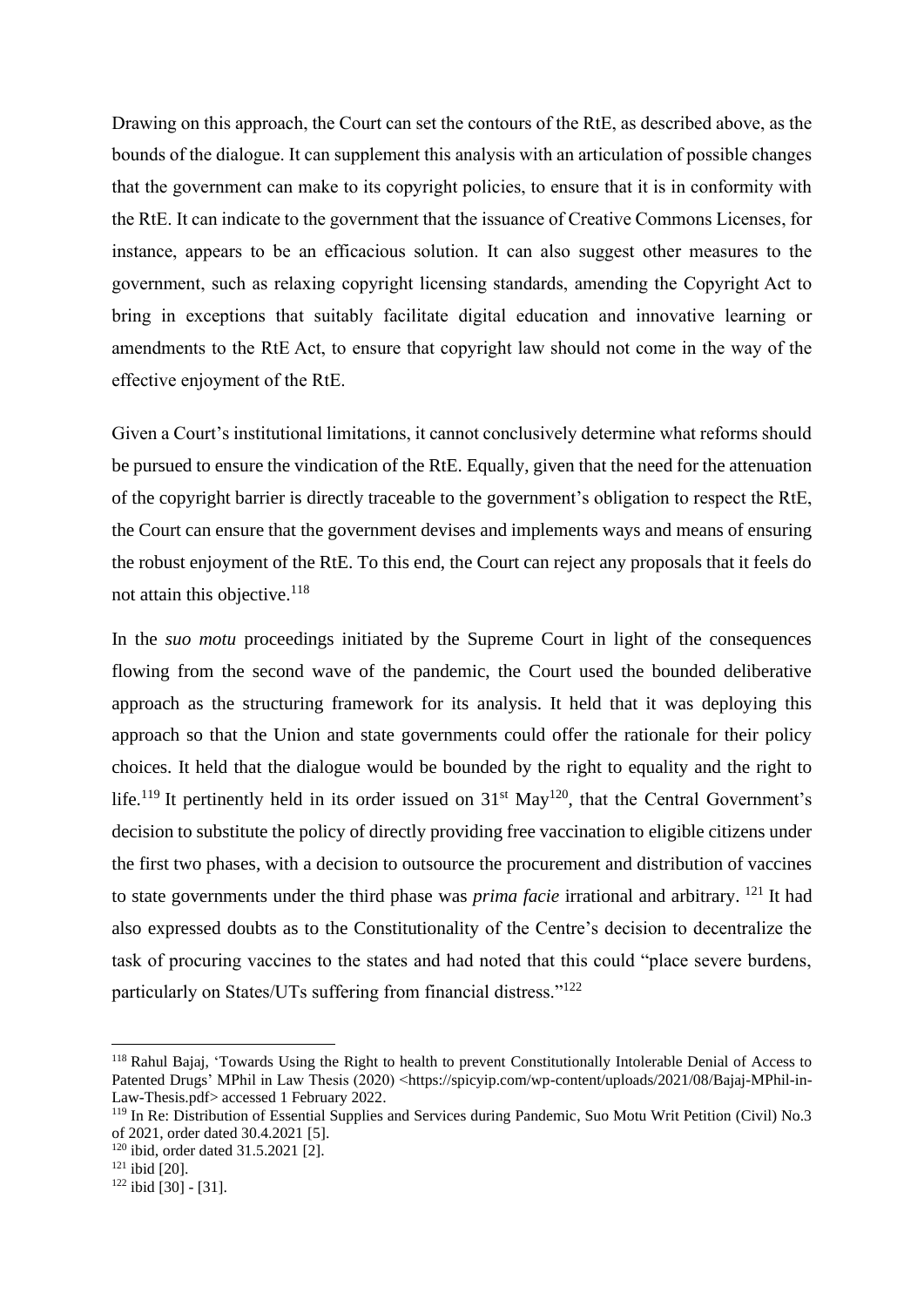Drawing on this approach, the Court can set the contours of the RtE, as described above, as the bounds of the dialogue. It can supplement this analysis with an articulation of possible changes that the government can make to its copyright policies, to ensure that it is in conformity with the RtE. It can indicate to the government that the issuance of Creative Commons Licenses, for instance, appears to be an efficacious solution. It can also suggest other measures to the government, such as relaxing copyright licensing standards, amending the Copyright Act to bring in exceptions that suitably facilitate digital education and innovative learning or amendments to the RtE Act, to ensure that copyright law should not come in the way of the effective enjoyment of the RtE.

Given a Court's institutional limitations, it cannot conclusively determine what reforms should be pursued to ensure the vindication of the RtE. Equally, given that the need for the attenuation of the copyright barrier is directly traceable to the government's obligation to respect the RtE, the Court can ensure that the government devises and implements ways and means of ensuring the robust enjoyment of the RtE. To this end, the Court can reject any proposals that it feels do not attain this objective.[118]

In the *suo motu* proceedings initiated by the Supreme Court in light of the consequences flowing from the second wave of the pandemic, the Court used the bounded deliberative approach as the structuring framework for its analysis. It held that it was deploying this approach so that the Union and state governments could offer the rationale for their policy choices. It held that the dialogue would be bounded by the right to equality and the right to life.[119] It pertinently held in its order issued on 31st May[120], that the Central Government's decision to substitute the policy of directly providing free vaccination to eligible citizens under the first two phases, with a decision to outsource the procurement and distribution of vaccines to state governments under the third phase was *prima facie* irrational and arbitrary. [121] It had also expressed doubts as to the Constitutionality of the Centre's decision to decentralize the task of procuring vaccines to the states and had noted that this could "place severe burdens, particularly on States/UTs suffering from financial distress."[122]

---

[118] Rahul Bajaj, 'Towards Using the Right to health to prevent Constitutionally Intolerable Denial of Access to Patented Drugs' MPhil in Law Thesis (2020) <https://spicyip.com/wp-content/uploads/2021/08/Bajaj-MPhil-in-Law-Thesis.pdf> accessed 1 February 2022.

[119] In Re: Distribution of Essential Supplies and Services during Pandemic, Suo Motu Writ Petition (Civil) No.3 of 2021, order dated 30.4.2021 [5].

[120] ibid, order dated 31.5.2021 [2].

[121] ibid [20].

[122] ibid [30] - [31].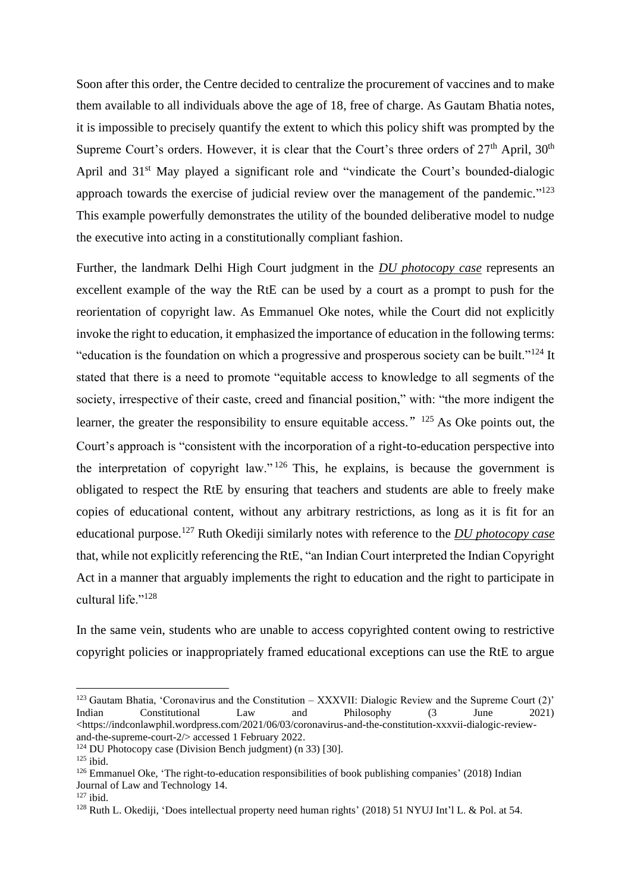Soon after this order, the Centre decided to centralize the procurement of vaccines and to make them available to all individuals above the age of 18, free of charge. As Gautam Bhatia notes, it is impossible to precisely quantify the extent to which this policy shift was prompted by the Supreme Court's orders. However, it is clear that the Court's three orders of 27th April, 30th April and 31st May played a significant role and "vindicate the Court's bounded-dialogic approach towards the exercise of judicial review over the management of the pandemic."[123] This example powerfully demonstrates the utility of the bounded deliberative model to nudge the executive into acting in a constitutionally compliant fashion.

Further, the landmark Delhi High Court judgment in the ***DU photocopy case*** represents an excellent example of the way the RtE can be used by a court as a prompt to push for the reorientation of copyright law. As Emmanuel Oke notes, while the Court did not explicitly invoke the right to education, it emphasized the importance of education in the following terms: "education is the foundation on which a progressive and prosperous society can be built."[124] It stated that there is a need to promote "equitable access to knowledge to all segments of the society, irrespective of their caste, creed and financial position," with: "the more indigent the learner, the greater the responsibility to ensure equitable access."[125] As Oke points out, the Court's approach is "consistent with the incorporation of a right-to-education perspective into the interpretation of copyright law."[126] This, he explains, is because the government is obligated to respect the RtE by ensuring that teachers and students are able to freely make copies of educational content, without any arbitrary restrictions, as long as it is fit for an educational purpose.[127] Ruth Okediji similarly notes with reference to the ***DU photocopy case*** that, while not explicitly referencing the RtE, "an Indian Court interpreted the Indian Copyright Act in a manner that arguably implements the right to education and the right to participate in cultural life."[128]

In the same vein, students who are unable to access copyrighted content owing to restrictive copyright policies or inappropriately framed educational exceptions can use the RtE to argue

---

[123] Gautam Bhatia, 'Coronavirus and the Constitution – XXXVII: Dialogic Review and the Supreme Court (2)' Indian Constitutional Law and Philosophy (3 June 2021) <https://indconlawphil.wordpress.com/2021/06/03/coronavirus-and-the-constitution-xxxvii-dialogic-review-and-the-supreme-court-2/> accessed 1 February 2022.

[124] DU Photocopy case (Division Bench judgment) (n 33) [30].

[125] ibid.

[126] Emmanuel Oke, 'The right-to-education responsibilities of book publishing companies' (2018) Indian Journal of Law and Technology 14.

[127] ibid.

[128] Ruth L. Okediji, 'Does intellectual property need human rights' (2018) 51 NYUJ Int'l L. & Pol. at 54.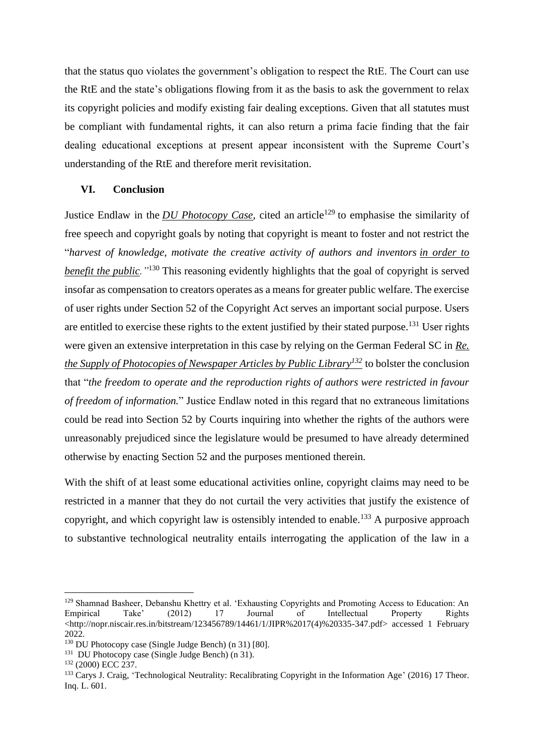that the status quo violates the government's obligation to respect the RtE. The Court can use the RtE and the state's obligations flowing from it as the basis to ask the government to relax its copyright policies and modify existing fair dealing exceptions. Given that all statutes must be compliant with fundamental rights, it can also return a prima facie finding that the fair dealing educational exceptions at present appear inconsistent with the Supreme Court's understanding of the RtE and therefore merit revisitation.

## VI. Conclusion

Justice Endlaw in the ***DU Photocopy Case***, cited an article[129] to emphasise the similarity of free speech and copyright goals by noting that copyright is meant to foster and not restrict the "*harvest of knowledge, motivate the creative activity of authors and inventors in order to benefit the public.*"[130] This reasoning evidently highlights that the goal of copyright is served insofar as compensation to creators operates as a means for greater public welfare. The exercise of user rights under Section 52 of the Copyright Act serves an important social purpose. Users are entitled to exercise these rights to the extent justified by their stated purpose.[131] User rights were given an extensive interpretation in this case by relying on the German Federal SC in *Re. the Supply of Photocopies of Newspaper Articles by Public Library*[132] to bolster the conclusion that "*the freedom to operate and the reproduction rights of authors were restricted in favour of freedom of information.*" Justice Endlaw noted in this regard that no extraneous limitations could be read into Section 52 by Courts inquiring into whether the rights of the authors were unreasonably prejudiced since the legislature would be presumed to have already determined otherwise by enacting Section 52 and the purposes mentioned therein.

With the shift of at least some educational activities online, copyright claims may need to be restricted in a manner that they do not curtail the very activities that justify the existence of copyright, and which copyright law is ostensibly intended to enable.[133] A purposive approach to substantive technological neutrality entails interrogating the application of the law in a

---

[129] Shamnad Basheer, Debanshu Khettry et al. 'Exhausting Copyrights and Promoting Access to Education: An Empirical Take' (2012) 17 Journal of Intellectual Property Rights <http://nopr.niscair.res.in/bitstream/123456789/14461/1/JIPR%2017(4)%20335-347.pdf> accessed 1 February 2022.

[130] DU Photocopy case (Single Judge Bench) (n 31) [80].

[131] DU Photocopy case (Single Judge Bench) (n 31).

[132] (2000) ECC 237.

[133] Carys J. Craig, 'Technological Neutrality: Recalibrating Copyright in the Information Age' (2016) 17 Theor. Inq. L. 601.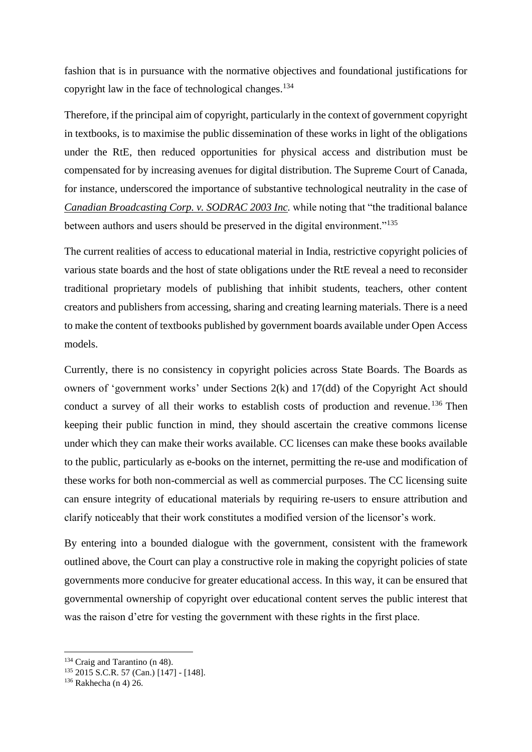fashion that is in pursuance with the normative objectives and foundational justifications for copyright law in the face of technological changes.[134]

Therefore, if the principal aim of copyright, particularly in the context of government copyright in textbooks, is to maximise the public dissemination of these works in light of the obligations under the RtE, then reduced opportunities for physical access and distribution must be compensated for by increasing avenues for digital distribution. The Supreme Court of Canada, for instance, underscored the importance of substantive technological neutrality in the case of *Canadian Broadcasting Corp. v. SODRAC 2003 Inc.* while noting that "the traditional balance between authors and users should be preserved in the digital environment."[135]

The current realities of access to educational material in India, restrictive copyright policies of various state boards and the host of state obligations under the RtE reveal a need to reconsider traditional proprietary models of publishing that inhibit students, teachers, other content creators and publishers from accessing, sharing and creating learning materials. There is a need to make the content of textbooks published by government boards available under Open Access models.

Currently, there is no consistency in copyright policies across State Boards. The Boards as owners of 'government works' under Sections 2(k) and 17(dd) of the Copyright Act should conduct a survey of all their works to establish costs of production and revenue.[136] Then keeping their public function in mind, they should ascertain the creative commons license under which they can make their works available. CC licenses can make these books available to the public, particularly as e-books on the internet, permitting the re-use and modification of these works for both non-commercial as well as commercial purposes. The CC licensing suite can ensure integrity of educational materials by requiring re-users to ensure attribution and clarify noticeably that their work constitutes a modified version of the licensor's work.

By entering into a bounded dialogue with the government, consistent with the framework outlined above, the Court can play a constructive role in making the copyright policies of state governments more conducive for greater educational access. In this way, it can be ensured that governmental ownership of copyright over educational content serves the public interest that was the raison d'etre for vesting the government with these rights in the first place.

---

[134] Craig and Tarantino (n 48).

[135] 2015 S.C.R. 57 (Can.) [147] - [148].

[136] Rakhecha (n 4) 26.